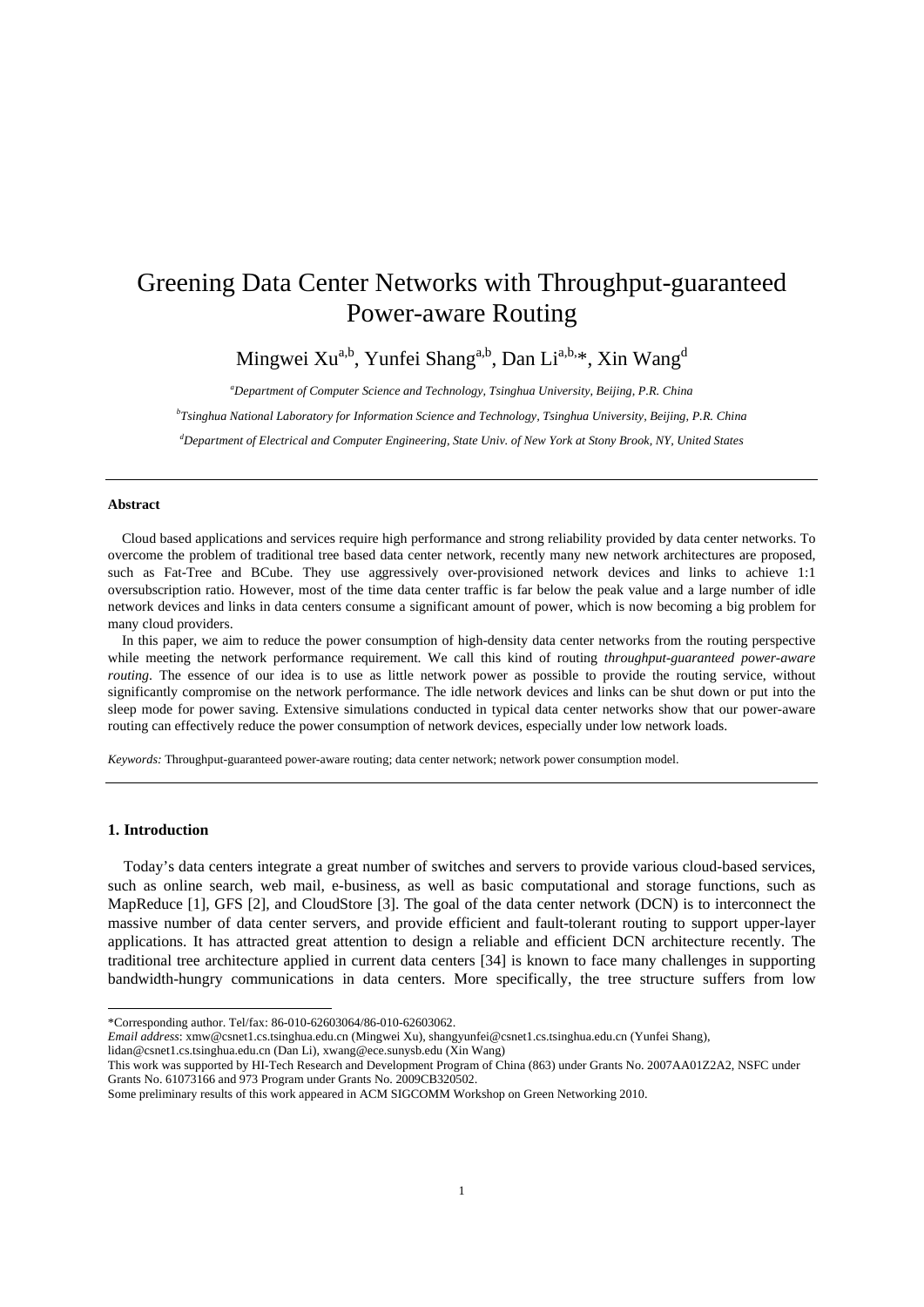# Greening Data Center Networks with Throughput-guaranteed Power-aware Routing

Mingwei Xu[a,b], Yunfei Shang[a,b], Dan Li[a,b,]*, Xin Wang[d]

[a]*Department of Computer Science and Technology, Tsinghua University, Beijing, P.R. China*

[b]*Tsinghua National Laboratory for Information Science and Technology, Tsinghua University, Beijing, P.R. China*

[d]*Department of Electrical and Computer Engineering, State Univ. of New York at Stony Brook, NY, United States*

---

**Abstract**

Cloud based applications and services require high performance and strong reliability provided by data center networks. To overcome the problem of traditional tree based data center network, recently many new network architectures are proposed, such as Fat-Tree and BCube. They use aggressively over-provisioned network devices and links to achieve 1:1 oversubscription ratio. However, most of the time data center traffic is far below the peak value and a large number of idle network devices and links in data centers consume a significant amount of power, which is now becoming a big problem for many cloud providers.

In this paper, we aim to reduce the power consumption of high-density data center networks from the routing perspective while meeting the network performance requirement. We call this kind of routing *throughput-guaranteed power-aware routing*. The essence of our idea is to use as little network power as possible to provide the routing service, without significantly compromise on the network performance. The idle network devices and links can be shut down or put into the sleep mode for power saving. Extensive simulations conducted in typical data center networks show that our power-aware routing can effectively reduce the power consumption of network devices, especially under low network loads.

*Keywords:* Throughput-guaranteed power-aware routing; data center network; network power consumption model.

---

## 1. Introduction

Today's data centers integrate a great number of switches and servers to provide various cloud-based services, such as online search, web mail, e-business, as well as basic computational and storage functions, such as MapReduce [1], GFS [2], and CloudStore [3]. The goal of the data center network (DCN) is to interconnect the massive number of data center servers, and provide efficient and fault-tolerant routing to support upper-layer applications. It has attracted great attention to design a reliable and efficient DCN architecture recently. The traditional tree architecture applied in current data centers [34] is known to face many challenges in supporting bandwidth-hungry communications in data centers. More specifically, the tree structure suffers from low

---

*Corresponding author. Tel/fax: 86-010-62603064/86-010-62603062.

*Email address*: xmw@csnet1.cs.tsinghua.edu.cn (Mingwei Xu), shangyunfei@csnet1.cs.tsinghua.edu.cn (Yunfei Shang), lidan@csnet1.cs.tsinghua.edu.cn (Dan Li), xwang@ece.sunysb.edu (Xin Wang)

This work was supported by HI-Tech Research and Development Program of China (863) under Grants No. 2007AA01Z2A2, NSFC under Grants No. 61073166 and 973 Program under Grants No. 2009CB320502.

Some preliminary results of this work appeared in ACM SIGCOMM Workshop on Green Networking 2010.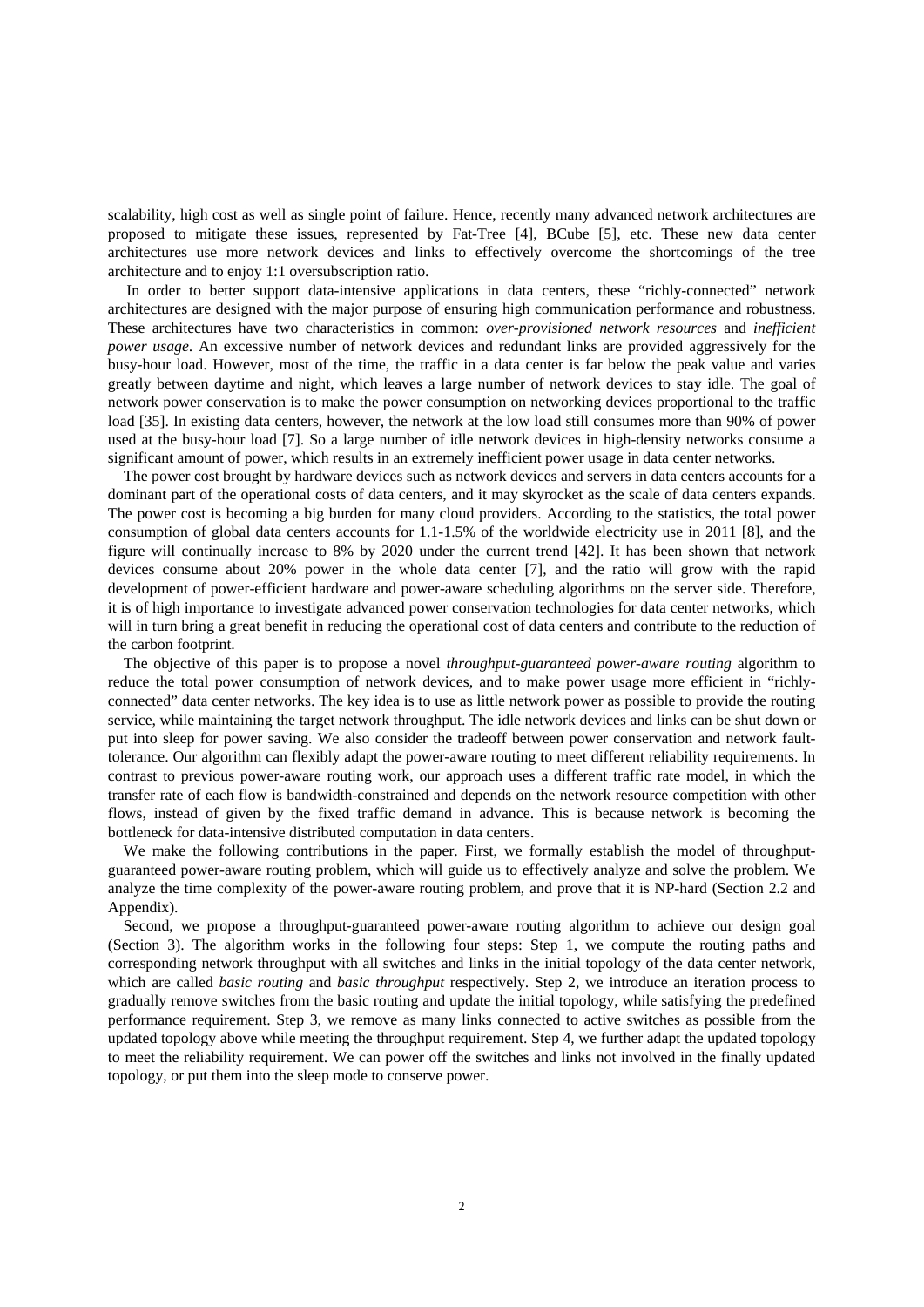scalability, high cost as well as single point of failure. Hence, recently many advanced network architectures are proposed to mitigate these issues, represented by Fat-Tree [4], BCube [5], etc. These new data center architectures use more network devices and links to effectively overcome the shortcomings of the tree architecture and to enjoy 1:1 oversubscription ratio.

In order to better support data-intensive applications in data centers, these "richly-connected" network architectures are designed with the major purpose of ensuring high communication performance and robustness. These architectures have two characteristics in common: *over-provisioned network resources* and *inefficient power usage*. An excessive number of network devices and redundant links are provided aggressively for the busy-hour load. However, most of the time, the traffic in a data center is far below the peak value and varies greatly between daytime and night, which leaves a large number of network devices to stay idle. The goal of network power conservation is to make the power consumption on networking devices proportional to the traffic load [35]. In existing data centers, however, the network at the low load still consumes more than 90% of power used at the busy-hour load [7]. So a large number of idle network devices in high-density networks consume a significant amount of power, which results in an extremely inefficient power usage in data center networks.

The power cost brought by hardware devices such as network devices and servers in data centers accounts for a dominant part of the operational costs of data centers, and it may skyrocket as the scale of data centers expands. The power cost is becoming a big burden for many cloud providers. According to the statistics, the total power consumption of global data centers accounts for 1.1-1.5% of the worldwide electricity use in 2011 [8], and the figure will continually increase to 8% by 2020 under the current trend [42]. It has been shown that network devices consume about 20% power in the whole data center [7], and the ratio will grow with the rapid development of power-efficient hardware and power-aware scheduling algorithms on the server side. Therefore, it is of high importance to investigate advanced power conservation technologies for data center networks, which will in turn bring a great benefit in reducing the operational cost of data centers and contribute to the reduction of the carbon footprint.

The objective of this paper is to propose a novel *throughput-guaranteed power-aware routing* algorithm to reduce the total power consumption of network devices, and to make power usage more efficient in "richly-connected" data center networks. The key idea is to use as little network power as possible to provide the routing service, while maintaining the target network throughput. The idle network devices and links can be shut down or put into sleep for power saving. We also consider the tradeoff between power conservation and network fault-tolerance. Our algorithm can flexibly adapt the power-aware routing to meet different reliability requirements. In contrast to previous power-aware routing work, our approach uses a different traffic rate model, in which the transfer rate of each flow is bandwidth-constrained and depends on the network resource competition with other flows, instead of given by the fixed traffic demand in advance. This is because network is becoming the bottleneck for data-intensive distributed computation in data centers.

We make the following contributions in the paper. First, we formally establish the model of throughput-guaranteed power-aware routing problem, which will guide us to effectively analyze and solve the problem. We analyze the time complexity of the power-aware routing problem, and prove that it is NP-hard (Section 2.2 and Appendix).

Second, we propose a throughput-guaranteed power-aware routing algorithm to achieve our design goal (Section 3). The algorithm works in the following four steps: Step 1, we compute the routing paths and corresponding network throughput with all switches and links in the initial topology of the data center network, which are called *basic routing* and *basic throughput* respectively. Step 2, we introduce an iteration process to gradually remove switches from the basic routing and update the initial topology, while satisfying the predefined performance requirement. Step 3, we remove as many links connected to active switches as possible from the updated topology above while meeting the throughput requirement. Step 4, we further adapt the updated topology to meet the reliability requirement. We can power off the switches and links not involved in the finally updated topology, or put them into the sleep mode to conserve power.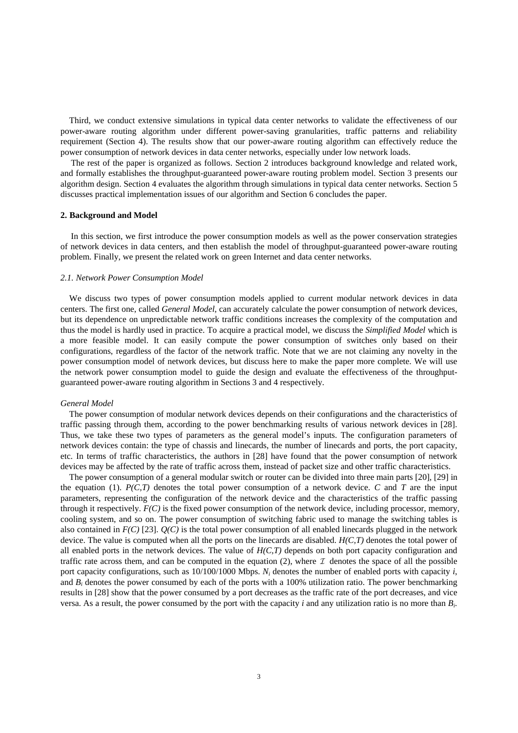Third, we conduct extensive simulations in typical data center networks to validate the effectiveness of our power-aware routing algorithm under different power-saving granularities, traffic patterns and reliability requirement (Section 4). The results show that our power-aware routing algorithm can effectively reduce the power consumption of network devices in data center networks, especially under low network loads.

The rest of the paper is organized as follows. Section 2 introduces background knowledge and related work, and formally establishes the throughput-guaranteed power-aware routing problem model. Section 3 presents our algorithm design. Section 4 evaluates the algorithm through simulations in typical data center networks. Section 5 discusses practical implementation issues of our algorithm and Section 6 concludes the paper.

## 2. Background and Model

In this section, we first introduce the power consumption models as well as the power conservation strategies of network devices in data centers, and then establish the model of throughput-guaranteed power-aware routing problem. Finally, we present the related work on green Internet and data center networks.

### *2.1. Network Power Consumption Model*

We discuss two types of power consumption models applied to current modular network devices in data centers. The first one, called *General Model*, can accurately calculate the power consumption of network devices, but its dependence on unpredictable network traffic conditions increases the complexity of the computation and thus the model is hardly used in practice. To acquire a practical model, we discuss the *Simplified Model* which is a more feasible model. It can easily compute the power consumption of switches only based on their configurations, regardless of the factor of the network traffic. Note that we are not claiming any novelty in the power consumption model of network devices, but discuss here to make the paper more complete. We will use the network power consumption model to guide the design and evaluate the effectiveness of the throughput-guaranteed power-aware routing algorithm in Sections 3 and 4 respectively.

*General Model*

The power consumption of modular network devices depends on their configurations and the characteristics of traffic passing through them, according to the power benchmarking results of various network devices in [28]. Thus, we take these two types of parameters as the general model's inputs. The configuration parameters of network devices contain: the type of chassis and linecards, the number of linecards and ports, the port capacity, etc. In terms of traffic characteristics, the authors in [28] have found that the power consumption of network devices may be affected by the rate of traffic across them, instead of packet size and other traffic characteristics.

The power consumption of a general modular switch or router can be divided into three main parts [20], [29] in the equation (1). $P(C,T)$ denotes the total power consumption of a network device. $C$ and $T$ are the input parameters, representing the configuration of the network device and the characteristics of the traffic passing through it respectively. $F(C)$ is the fixed power consumption of the network device, including processor, memory, cooling system, and so on. The power consumption of switching fabric used to manage the switching tables is also contained in $F(C)$ [23]. $Q(C)$ is the total power consumption of all enabled linecards plugged in the network device. The value is computed when all the ports on the linecards are disabled. $H(C,T)$ denotes the total power of all enabled ports in the network devices. The value of $H(C,T)$ depends on both port capacity configuration and traffic rate across them, and can be computed in the equation (2), where $\mathcal{I}$ denotes the space of all the possible port capacity configurations, such as 10/100/1000 Mbps. $N_i$ denotes the number of enabled ports with capacity $i$, and $B_i$ denotes the power consumed by each of the ports with a 100% utilization ratio. The power benchmarking results in [28] show that the power consumed by a port decreases as the traffic rate of the port decreases, and vice versa. As a result, the power consumed by the port with the capacity $i$ and any utilization ratio is no more than $B_i$.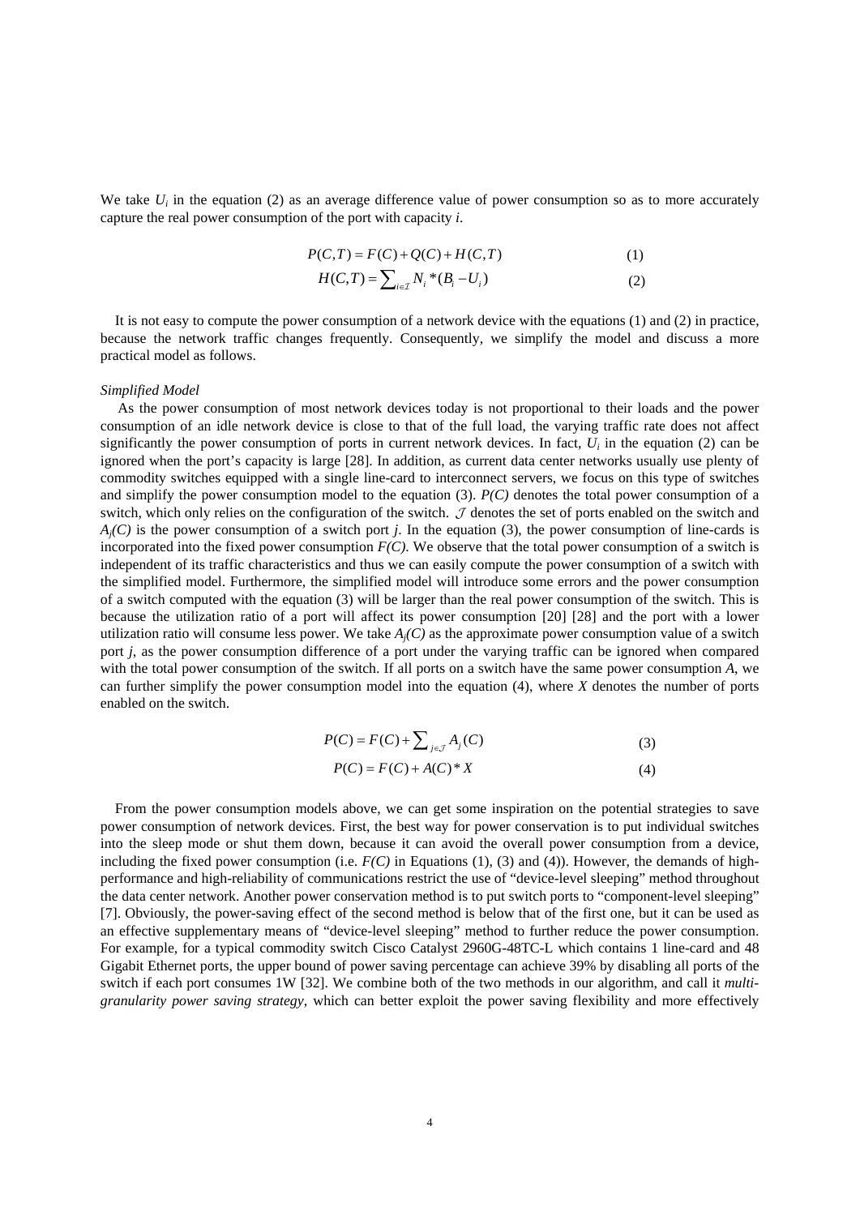We take $U_i$ in the equation (2) as an average difference value of power consumption so as to more accurately capture the real power consumption of the port with capacity *i*.

$$P(C,T) = F(C) + Q(C) + H(C,T) \tag{1}$$

$$H(C,T) = \sum_{i \in \mathcal{I}} N_i * (B_i - U_i) \tag{2}$$

It is not easy to compute the power consumption of a network device with the equations (1) and (2) in practice, because the network traffic changes frequently. Consequently, we simplify the model and discuss a more practical model as follows.

*Simplified Model*

As the power consumption of most network devices today is not proportional to their loads and the power consumption of an idle network device is close to that of the full load, the varying traffic rate does not affect significantly the power consumption of ports in current network devices. In fact, $U_i$ in the equation (2) can be ignored when the port's capacity is large [28]. In addition, as current data center networks usually use plenty of commodity switches equipped with a single line-card to interconnect servers, we focus on this type of switches and simplify the power consumption model to the equation (3). $P(C)$ denotes the total power consumption of a switch, which only relies on the configuration of the switch. $\mathcal{J}$ denotes the set of ports enabled on the switch and $A_j(C)$ is the power consumption of a switch port *j*. In the equation (3), the power consumption of line-cards is incorporated into the fixed power consumption $F(C)$. We observe that the total power consumption of a switch is independent of its traffic characteristics and thus we can easily compute the power consumption of a switch with the simplified model. Furthermore, the simplified model will introduce some errors and the power consumption of a switch computed with the equation (3) will be larger than the real power consumption of the switch. This is because the utilization ratio of a port will affect its power consumption [20] [28] and the port with a lower utilization ratio will consume less power. We take $A_j(C)$ as the approximate power consumption value of a switch port *j*, as the power consumption difference of a port under the varying traffic can be ignored when compared with the total power consumption of the switch. If all ports on a switch have the same power consumption *A*, we can further simplify the power consumption model into the equation (4), where *X* denotes the number of ports enabled on the switch.

$$P(C) = F(C) + \sum_{j \in \mathcal{J}} A_j(C) \tag{3}$$

$$P(C) = F(C) + A(C) * X \tag{4}$$

From the power consumption models above, we can get some inspiration on the potential strategies to save power consumption of network devices. First, the best way for power conservation is to put individual switches into the sleep mode or shut them down, because it can avoid the overall power consumption from a device, including the fixed power consumption (i.e. $F(C)$ in Equations (1), (3) and (4)). However, the demands of high-performance and high-reliability of communications restrict the use of "device-level sleeping" method throughout the data center network. Another power conservation method is to put switch ports to "component-level sleeping" [7]. Obviously, the power-saving effect of the second method is below that of the first one, but it can be used as an effective supplementary means of "device-level sleeping" method to further reduce the power consumption. For example, for a typical commodity switch Cisco Catalyst 2960G-48TC-L which contains 1 line-card and 48 Gigabit Ethernet ports, the upper bound of power saving percentage can achieve 39% by disabling all ports of the switch if each port consumes 1W [32]. We combine both of the two methods in our algorithm, and call it *multi-granularity power saving strategy*, which can better exploit the power saving flexibility and more effectively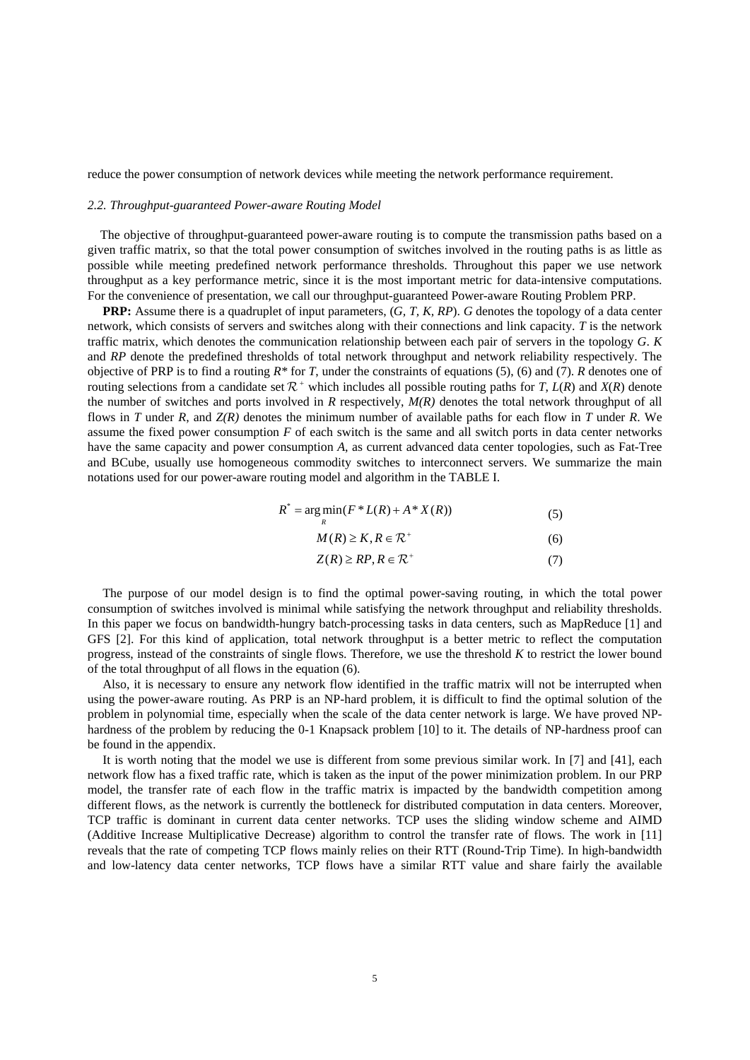reduce the power consumption of network devices while meeting the network performance requirement.

### *2.2. Throughput-guaranteed Power-aware Routing Model*

The objective of throughput-guaranteed power-aware routing is to compute the transmission paths based on a given traffic matrix, so that the total power consumption of switches involved in the routing paths is as little as possible while meeting predefined network performance thresholds. Throughout this paper we use network throughput as a key performance metric, since it is the most important metric for data-intensive computations. For the convenience of presentation, we call our throughput-guaranteed Power-aware Routing Problem PRP.

**PRP:** Assume there is a quadruplet of input parameters, ($G$, $T$, $K$, $RP$). $G$ denotes the topology of a data center network, which consists of servers and switches along with their connections and link capacity. $T$ is the network traffic matrix, which denotes the communication relationship between each pair of servers in the topology $G$. $K$ and $RP$ denote the predefined thresholds of total network throughput and network reliability respectively. The objective of PRP is to find a routing $R^*$ for $T$, under the constraints of equations (5), (6) and (7). $R$ denotes one of routing selections from a candidate set $\mathcal{R}^+$ which includes all possible routing paths for $T$, $L(R)$ and $X(R)$ denote the number of switches and ports involved in $R$ respectively, $M(R)$ denotes the total network throughput of all flows in $T$ under $R$, and $Z(R)$ denotes the minimum number of available paths for each flow in $T$ under $R$. We assume the fixed power consumption $F$ of each switch is the same and all switch ports in data center networks have the same capacity and power consumption $A$, as current advanced data center topologies, such as Fat-Tree and BCube, usually use homogeneous commodity switches to interconnect servers. We summarize the main notations used for our power-aware routing model and algorithm in the TABLE I.

$$R^* = \arg\min_{R}(F * L(R) + A * X(R)) \tag{5}$$

$$M(R) \geq K, R \in \mathcal{R}^+ \tag{6}$$

$$Z(R) \geq RP, R \in \mathcal{R}^+ \tag{7}$$

The purpose of our model design is to find the optimal power-saving routing, in which the total power consumption of switches involved is minimal while satisfying the network throughput and reliability thresholds. In this paper we focus on bandwidth-hungry batch-processing tasks in data centers, such as MapReduce [1] and GFS [2]. For this kind of application, total network throughput is a better metric to reflect the computation progress, instead of the constraints of single flows. Therefore, we use the threshold $K$ to restrict the lower bound of the total throughput of all flows in the equation (6).

Also, it is necessary to ensure any network flow identified in the traffic matrix will not be interrupted when using the power-aware routing. As PRP is an NP-hard problem, it is difficult to find the optimal solution of the problem in polynomial time, especially when the scale of the data center network is large. We have proved NP-hardness of the problem by reducing the 0-1 Knapsack problem [10] to it. The details of NP-hardness proof can be found in the appendix.

It is worth noting that the model we use is different from some previous similar work. In [7] and [41], each network flow has a fixed traffic rate, which is taken as the input of the power minimization problem. In our PRP model, the transfer rate of each flow in the traffic matrix is impacted by the bandwidth competition among different flows, as the network is currently the bottleneck for distributed computation in data centers. Moreover, TCP traffic is dominant in current data center networks. TCP uses the sliding window scheme and AIMD (Additive Increase Multiplicative Decrease) algorithm to control the transfer rate of flows. The work in [11] reveals that the rate of competing TCP flows mainly relies on their RTT (Round-Trip Time). In high-bandwidth and low-latency data center networks, TCP flows have a similar RTT value and share fairly the available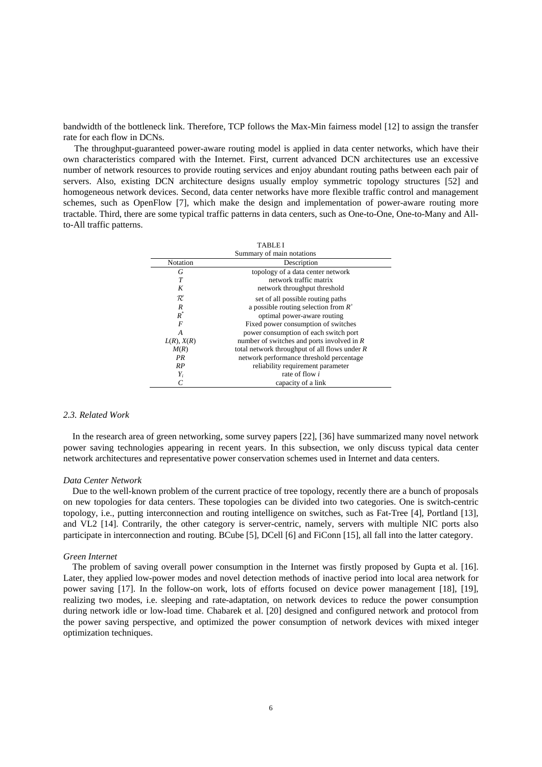bandwidth of the bottleneck link. Therefore, TCP follows the Max-Min fairness model [12] to assign the transfer rate for each flow in DCNs.

The throughput-guaranteed power-aware routing model is applied in data center networks, which have their own characteristics compared with the Internet. First, current advanced DCN architectures use an excessive number of network resources to provide routing services and enjoy abundant routing paths between each pair of servers. Also, existing DCN architecture designs usually employ symmetric topology structures [52] and homogeneous network devices. Second, data center networks have more flexible traffic control and management schemes, such as OpenFlow [7], which make the design and implementation of power-aware routing more tractable. Third, there are some typical traffic patterns in data centers, such as One-to-One, One-to-Many and All-to-All traffic patterns.

TABLE I
Summary of main notations

| Notation | Description |
|---|---|
| $G$ | topology of a data center network |
| $T$ | network traffic matrix |
| $K$ | network throughput threshold |
| $\mathcal{R}^{+}$ | set of all possible routing paths |
| $R$ | a possible routing selection from $R^{+}$ |
| $R^{*}$ | optimal power-aware routing |
| $F$ | Fixed power consumption of switches |
| $A$ | power consumption of each switch port |
| $L(R)$, $X(R)$ | number of switches and ports involved in $R$ |
| $M(R)$ | total network throughput of all flows under $R$ |
| $PR$ | network performance threshold percentage |
| $RP$ | reliability requirement parameter |
| $Y_i$ | rate of flow $i$ |
| $C$ | capacity of a link |

### *2.3. Related Work*

In the research area of green networking, some survey papers [22], [36] have summarized many novel network power saving technologies appearing in recent years. In this subsection, we only discuss typical data center network architectures and representative power conservation schemes used in Internet and data centers.

#### *Data Center Network*

Due to the well-known problem of the current practice of tree topology, recently there are a bunch of proposals on new topologies for data centers. These topologies can be divided into two categories. One is switch-centric topology, i.e., putting interconnection and routing intelligence on switches, such as Fat-Tree [4], Portland [13], and VL2 [14]. Contrarily, the other category is server-centric, namely, servers with multiple NIC ports also participate in interconnection and routing. BCube [5], DCell [6] and FiConn [15], all fall into the latter category.

#### *Green Internet*

The problem of saving overall power consumption in the Internet was firstly proposed by Gupta et al. [16]. Later, they applied low-power modes and novel detection methods of inactive period into local area network for power saving [17]. In the follow-on work, lots of efforts focused on device power management [18], [19], realizing two modes, i.e. sleeping and rate-adaptation, on network devices to reduce the power consumption during network idle or low-load time. Chabarek et al. [20] designed and configured network and protocol from the power saving perspective, and optimized the power consumption of network devices with mixed integer optimization techniques.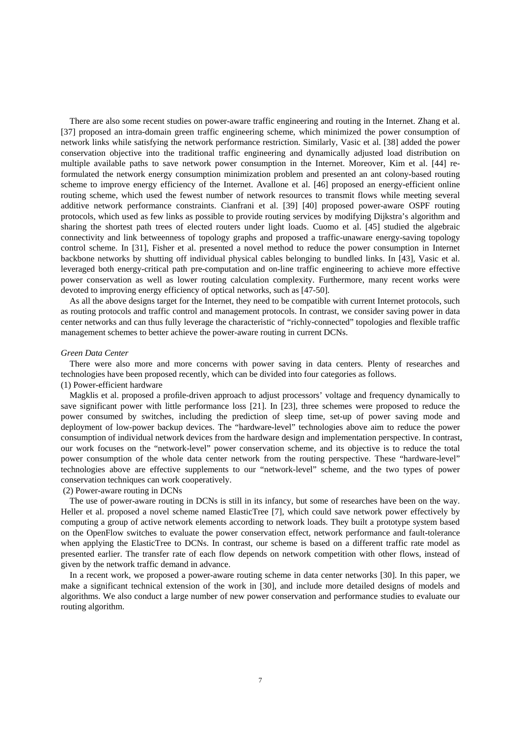There are also some recent studies on power-aware traffic engineering and routing in the Internet. Zhang et al. [37] proposed an intra-domain green traffic engineering scheme, which minimized the power consumption of network links while satisfying the network performance restriction. Similarly, Vasic et al. [38] added the power conservation objective into the traditional traffic engineering and dynamically adjusted load distribution on multiple available paths to save network power consumption in the Internet. Moreover, Kim et al. [44] re-formulated the network energy consumption minimization problem and presented an ant colony-based routing scheme to improve energy efficiency of the Internet. Avallone et al. [46] proposed an energy-efficient online routing scheme, which used the fewest number of network resources to transmit flows while meeting several additive network performance constraints. Cianfrani et al. [39] [40] proposed power-aware OSPF routing protocols, which used as few links as possible to provide routing services by modifying Dijkstra's algorithm and sharing the shortest path trees of elected routers under light loads. Cuomo et al. [45] studied the algebraic connectivity and link betweenness of topology graphs and proposed a traffic-unaware energy-saving topology control scheme. In [31], Fisher et al. presented a novel method to reduce the power consumption in Internet backbone networks by shutting off individual physical cables belonging to bundled links. In [43], Vasic et al. leveraged both energy-critical path pre-computation and on-line traffic engineering to achieve more effective power conservation as well as lower routing calculation complexity. Furthermore, many recent works were devoted to improving energy efficiency of optical networks, such as [47-50].

As all the above designs target for the Internet, they need to be compatible with current Internet protocols, such as routing protocols and traffic control and management protocols. In contrast, we consider saving power in data center networks and can thus fully leverage the characteristic of "richly-connected" topologies and flexible traffic management schemes to better achieve the power-aware routing in current DCNs.

*Green Data Center*

There were also more and more concerns with power saving in data centers. Plenty of researches and technologies have been proposed recently, which can be divided into four categories as follows.

(1) Power-efficient hardware

Magklis et al. proposed a profile-driven approach to adjust processors' voltage and frequency dynamically to save significant power with little performance loss [21]. In [23], three schemes were proposed to reduce the power consumed by switches, including the prediction of sleep time, set-up of power saving mode and deployment of low-power backup devices. The "hardware-level" technologies above aim to reduce the power consumption of individual network devices from the hardware design and implementation perspective. In contrast, our work focuses on the "network-level" power conservation scheme, and its objective is to reduce the total power consumption of the whole data center network from the routing perspective. These "hardware-level" technologies above are effective supplements to our "network-level" scheme, and the two types of power conservation techniques can work cooperatively.

(2) Power-aware routing in DCNs

The use of power-aware routing in DCNs is still in its infancy, but some of researches have been on the way. Heller et al. proposed a novel scheme named ElasticTree [7], which could save network power effectively by computing a group of active network elements according to network loads. They built a prototype system based on the OpenFlow switches to evaluate the power conservation effect, network performance and fault-tolerance when applying the ElasticTree to DCNs. In contrast, our scheme is based on a different traffic rate model as presented earlier. The transfer rate of each flow depends on network competition with other flows, instead of given by the network traffic demand in advance.

In a recent work, we proposed a power-aware routing scheme in data center networks [30]. In this paper, we make a significant technical extension of the work in [30], and include more detailed designs of models and algorithms. We also conduct a large number of new power conservation and performance studies to evaluate our routing algorithm.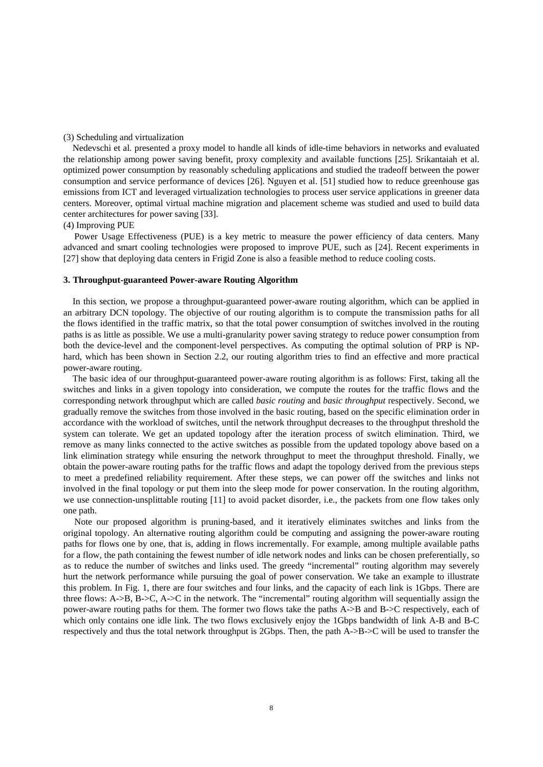(3) Scheduling and virtualization

Nedevschi et al. presented a proxy model to handle all kinds of idle-time behaviors in networks and evaluated the relationship among power saving benefit, proxy complexity and available functions [25]. Srikantaiah et al. optimized power consumption by reasonably scheduling applications and studied the tradeoff between the power consumption and service performance of devices [26]. Nguyen et al. [51] studied how to reduce greenhouse gas emissions from ICT and leveraged virtualization technologies to process user service applications in greener data centers. Moreover, optimal virtual machine migration and placement scheme was studied and used to build data center architectures for power saving [33].

(4) Improving PUE

Power Usage Effectiveness (PUE) is a key metric to measure the power efficiency of data centers. Many advanced and smart cooling technologies were proposed to improve PUE, such as [24]. Recent experiments in [27] show that deploying data centers in Frigid Zone is also a feasible method to reduce cooling costs.

### 3. Throughput-guaranteed Power-aware Routing Algorithm

In this section, we propose a throughput-guaranteed power-aware routing algorithm, which can be applied in an arbitrary DCN topology. The objective of our routing algorithm is to compute the transmission paths for all the flows identified in the traffic matrix, so that the total power consumption of switches involved in the routing paths is as little as possible. We use a multi-granularity power saving strategy to reduce power consumption from both the device-level and the component-level perspectives. As computing the optimal solution of PRP is NP-hard, which has been shown in Section 2.2, our routing algorithm tries to find an effective and more practical power-aware routing.

The basic idea of our throughput-guaranteed power-aware routing algorithm is as follows: First, taking all the switches and links in a given topology into consideration, we compute the routes for the traffic flows and the corresponding network throughput which are called *basic routing* and *basic throughput* respectively. Second, we gradually remove the switches from those involved in the basic routing, based on the specific elimination order in accordance with the workload of switches, until the network throughput decreases to the throughput threshold the system can tolerate. We get an updated topology after the iteration process of switch elimination. Third, we remove as many links connected to the active switches as possible from the updated topology above based on a link elimination strategy while ensuring the network throughput to meet the throughput threshold. Finally, we obtain the power-aware routing paths for the traffic flows and adapt the topology derived from the previous steps to meet a predefined reliability requirement. After these steps, we can power off the switches and links not involved in the final topology or put them into the sleep mode for power conservation. In the routing algorithm, we use connection-unsplittable routing [11] to avoid packet disorder, i.e., the packets from one flow takes only one path.

Note our proposed algorithm is pruning-based, and it iteratively eliminates switches and links from the original topology. An alternative routing algorithm could be computing and assigning the power-aware routing paths for flows one by one, that is, adding in flows incrementally. For example, among multiple available paths for a flow, the path containing the fewest number of idle network nodes and links can be chosen preferentially, so as to reduce the number of switches and links used. The greedy "incremental" routing algorithm may severely hurt the network performance while pursuing the goal of power conservation. We take an example to illustrate this problem. In Fig. 1, there are four switches and four links, and the capacity of each link is 1Gbps. There are three flows: A->B, B->C, A->C in the network. The "incremental" routing algorithm will sequentially assign the power-aware routing paths for them. The former two flows take the paths A->B and B->C respectively, each of which only contains one idle link. The two flows exclusively enjoy the 1Gbps bandwidth of link A-B and B-C respectively and thus the total network throughput is 2Gbps. Then, the path A->B->C will be used to transfer the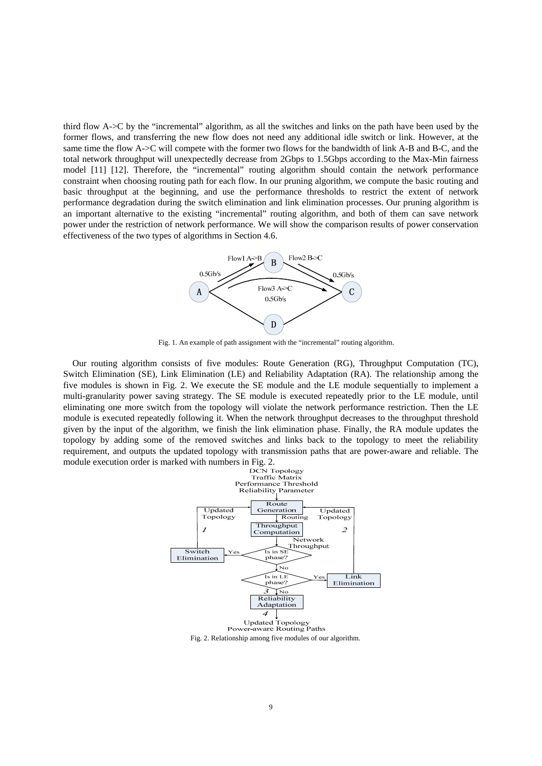third flow A->C by the "incremental" algorithm, as all the switches and links on the path have been used by the former flows, and transferring the new flow does not need any additional idle switch or link. However, at the same time the flow A->C will compete with the former two flows for the bandwidth of link A-B and B-C, and the total network throughput will unexpectedly decrease from 2Gbps to 1.5Gbps according to the Max-Min fairness model [11] [12]. Therefore, the "incremental" routing algorithm should contain the network performance constraint when choosing routing path for each flow. In our pruning algorithm, we compute the basic routing and basic throughput at the beginning, and use the performance thresholds to restrict the extent of network performance degradation during the switch elimination and link elimination processes. Our pruning algorithm is an important alternative to the existing "incremental" routing algorithm, and both of them can save network power under the restriction of network performance. We will show the comparison results of power conservation effectiveness of the two types of algorithms in Section 4.6.

Fig. 1. An example of path assignment with the "incremental" routing algorithm.

Our routing algorithm consists of five modules: Route Generation (RG), Throughput Computation (TC), Switch Elimination (SE), Link Elimination (LE) and Reliability Adaptation (RA). The relationship among the five modules is shown in Fig. 2. We execute the SE module and the LE module sequentially to implement a multi-granularity power saving strategy. The SE module is executed repeatedly prior to the LE module, until eliminating one more switch from the topology will violate the network performance restriction. Then the LE module is executed repeatedly following it. When the network throughput decreases to the throughput threshold given by the input of the algorithm, we finish the link elimination phase. Finally, the RA module updates the topology by adding some of the removed switches and links back to the topology to meet the reliability requirement, and outputs the updated topology with transmission paths that are power-aware and reliable. The module execution order is marked with numbers in Fig. 2.

Fig. 2. Relationship among five modules of our algorithm.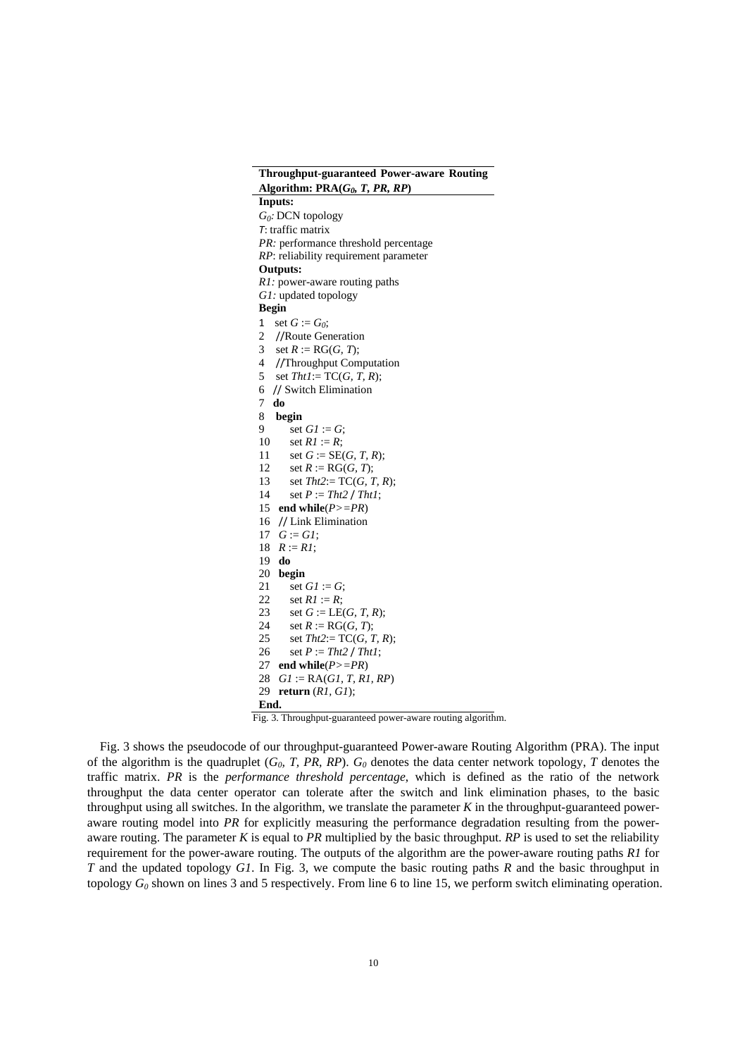**Throughput-guaranteed Power-aware Routing Algorithm: PRA($G_0$, $T$, $PR$, $RP$)**

**Inputs:**

$G_0$: DCN topology
$T$: traffic matrix
$PR$: performance threshold percentage
$RP$: reliability requirement parameter

**Outputs:**

$R1$: power-aware routing paths
$G1$: updated topology

```
Begin
1   set G := G0;
2   //Route Generation
3   set R := RG(G, T);
4   //Throughput Computation
5   set Tht1:= TC(G, T, R);
6   // Switch Elimination
7   do
8   begin
9       set G1 := G;
10      set R1 := R;
11      set G := SE(G, T, R);
12      set R := RG(G, T);
13      set Tht2:= TC(G, T, R);
14      set P := Tht2 / Tht1;
15  end while(P>=PR)
16  // Link Elimination
17  G := G1;
18  R := R1;
19  do
20  begin
21      set G1 := G;
22      set R1 := R;
23      set G := LE(G, T, R);
24      set R := RG(G, T);
25      set Tht2:= TC(G, T, R);
26      set P := Tht2 / Tht1;
27  end while(P>=PR)
28  G1 := RA(G1, T, R1, RP)
29  return (R1, G1);
End.
```

Fig. 3. Throughput-guaranteed power-aware routing algorithm.

Fig. 3 shows the pseudocode of our throughput-guaranteed Power-aware Routing Algorithm (PRA). The input of the algorithm is the quadruplet ($G_0$, $T$, $PR$, $RP$). $G_0$ denotes the data center network topology, $T$ denotes the traffic matrix. $PR$ is the *performance threshold percentage*, which is defined as the ratio of the network throughput the data center operator can tolerate after the switch and link elimination phases, to the basic throughput using all switches. In the algorithm, we translate the parameter $K$ in the throughput-guaranteed power-aware routing model into $PR$ for explicitly measuring the performance degradation resulting from the power-aware routing. The parameter $K$ is equal to $PR$ multiplied by the basic throughput. $RP$ is used to set the reliability requirement for the power-aware routing. The outputs of the algorithm are the power-aware routing paths $R1$ for $T$ and the updated topology $G1$. In Fig. 3, we compute the basic routing paths $R$ and the basic throughput in topology $G_0$ shown on lines 3 and 5 respectively. From line 6 to line 15, we perform switch eliminating operation.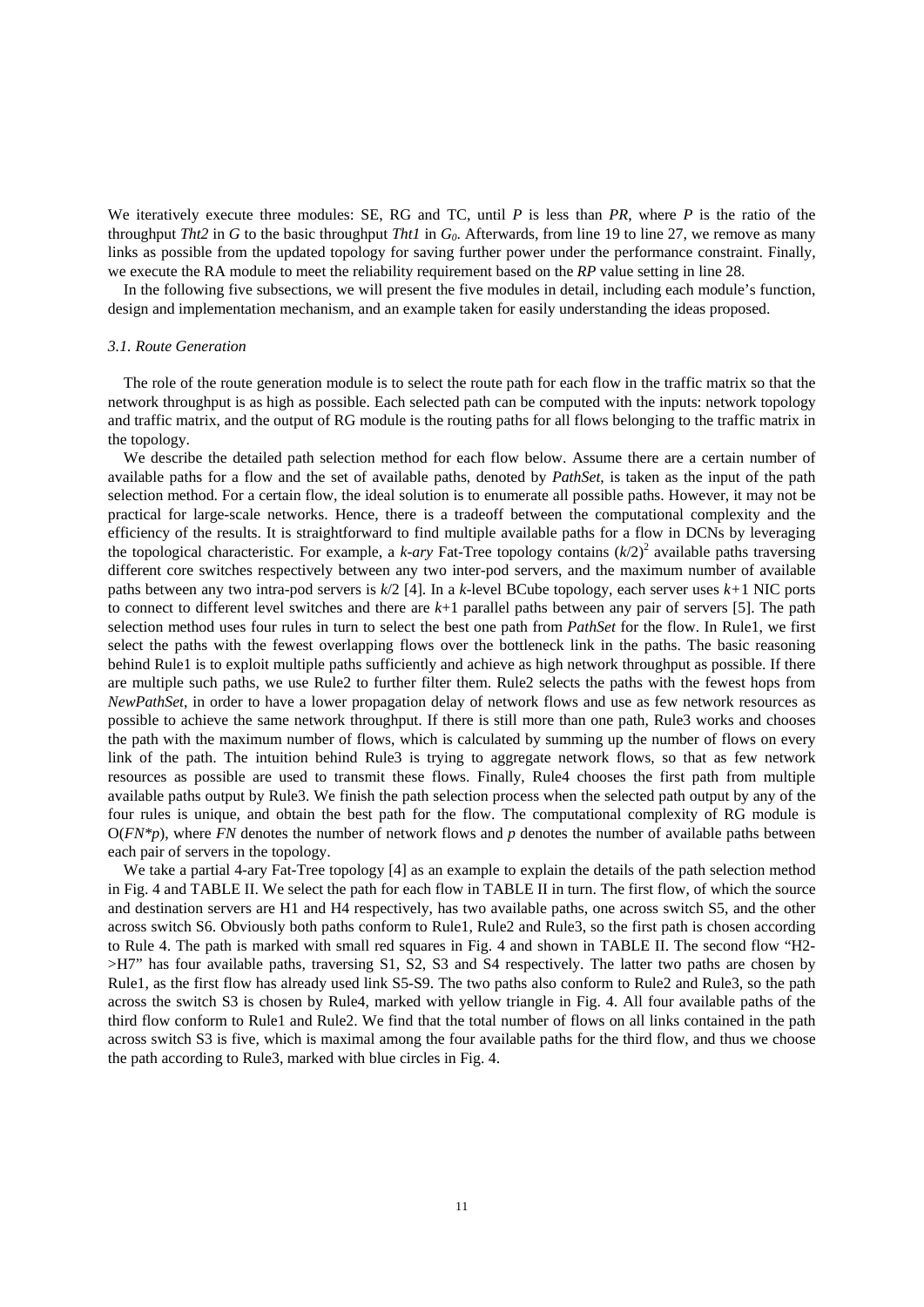We iteratively execute three modules: SE, RG and TC, until *P* is less than *PR*, where *P* is the ratio of the throughput *Tht2* in *G* to the basic throughput *Tht1* in $G_0$. Afterwards, from line 19 to line 27, we remove as many links as possible from the updated topology for saving further power under the performance constraint. Finally, we execute the RA module to meet the reliability requirement based on the *RP* value setting in line 28.

In the following five subsections, we will present the five modules in detail, including each module's function, design and implementation mechanism, and an example taken for easily understanding the ideas proposed.

### *3.1. Route Generation*

The role of the route generation module is to select the route path for each flow in the traffic matrix so that the network throughput is as high as possible. Each selected path can be computed with the inputs: network topology and traffic matrix, and the output of RG module is the routing paths for all flows belonging to the traffic matrix in the topology.

We describe the detailed path selection method for each flow below. Assume there are a certain number of available paths for a flow and the set of available paths, denoted by *PathSet*, is taken as the input of the path selection method. For a certain flow, the ideal solution is to enumerate all possible paths. However, it may not be practical for large-scale networks. Hence, there is a tradeoff between the computational complexity and the efficiency of the results. It is straightforward to find multiple available paths for a flow in DCNs by leveraging the topological characteristic. For example, a *k-ary* Fat-Tree topology contains $(k/2)^2$ available paths traversing different core switches respectively between any two inter-pod servers, and the maximum number of available paths between any two intra-pod servers is $k/2$ [4]. In a *k*-level BCube topology, each server uses $k+1$ NIC ports to connect to different level switches and there are $k+1$ parallel paths between any pair of servers [5]. The path selection method uses four rules in turn to select the best one path from *PathSet* for the flow. In Rule1, we first select the paths with the fewest overlapping flows over the bottleneck link in the paths. The basic reasoning behind Rule1 is to exploit multiple paths sufficiently and achieve as high network throughput as possible. If there are multiple such paths, we use Rule2 to further filter them. Rule2 selects the paths with the fewest hops from *NewPathSet*, in order to have a lower propagation delay of network flows and use as few network resources as possible to achieve the same network throughput. If there is still more than one path, Rule3 works and chooses the path with the maximum number of flows, which is calculated by summing up the number of flows on every link of the path. The intuition behind Rule3 is trying to aggregate network flows, so that as few network resources as possible are used to transmit these flows. Finally, Rule4 chooses the first path from multiple available paths output by Rule3. We finish the path selection process when the selected path output by any of the four rules is unique, and obtain the best path for the flow. The computational complexity of RG module is $O(FN*p)$, where *FN* denotes the number of network flows and *p* denotes the number of available paths between each pair of servers in the topology.

We take a partial 4-ary Fat-Tree topology [4] as an example to explain the details of the path selection method in Fig. 4 and TABLE II. We select the path for each flow in TABLE II in turn. The first flow, of which the source and destination servers are H1 and H4 respectively, has two available paths, one across switch S5, and the other across switch S6. Obviously both paths conform to Rule1, Rule2 and Rule3, so the first path is chosen according to Rule 4. The path is marked with small red squares in Fig. 4 and shown in TABLE II. The second flow "H2->H7" has four available paths, traversing S1, S2, S3 and S4 respectively. The latter two paths are chosen by Rule1, as the first flow has already used link S5-S9. The two paths also conform to Rule2 and Rule3, so the path across the switch S3 is chosen by Rule4, marked with yellow triangle in Fig. 4. All four available paths of the third flow conform to Rule1 and Rule2. We find that the total number of flows on all links contained in the path across switch S3 is five, which is maximal among the four available paths for the third flow, and thus we choose the path according to Rule3, marked with blue circles in Fig. 4.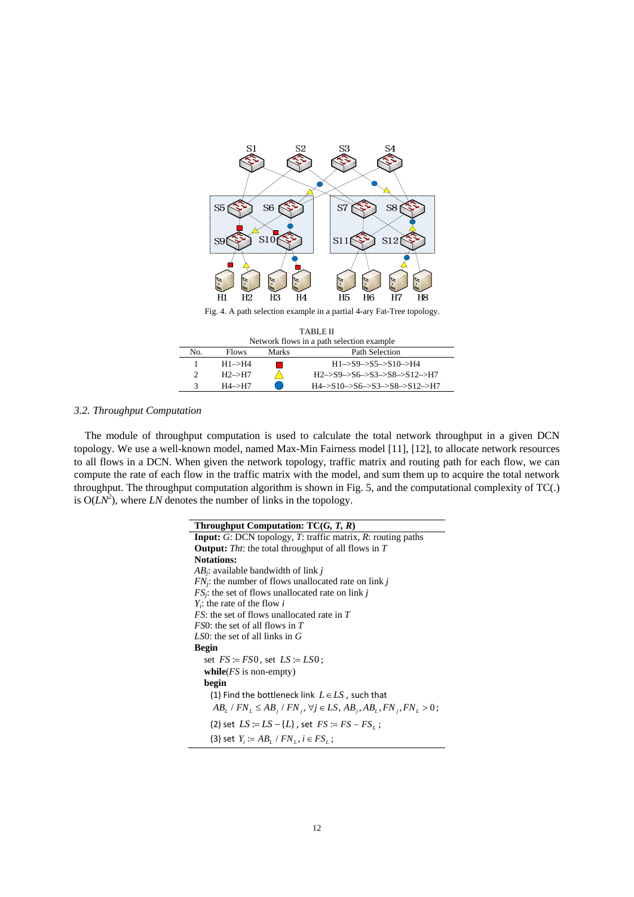Fig. 4. A path selection example in a partial 4-ary Fat-Tree topology.

TABLE II
Network flows in a path selection example

| No. | Flows | Marks | Path Selection |
|---|---|---|---|
| 1 | H1–>H4 | ■ | H1–>S9–>S5–>S10–>H4 |
| 2 | H2–>H7 | ▲ | H2–>S9–>S6–>S3–>S8–>S12–>H7 |
| 3 | H4–>H7 | ● | H4–>S10–>S6–>S3–>S8–>S12–>H7 |

### 3.2. Throughput Computation

The module of throughput computation is used to calculate the total network throughput in a given DCN topology. We use a well-known model, named Max-Min Fairness model [11], [12], to allocate network resources to all flows in a DCN. When given the network topology, traffic matrix and routing path for each flow, we can compute the rate of each flow in the traffic matrix with the model, and sum them up to acquire the total network throughput. The throughput computation algorithm is shown in Fig. 5, and the computational complexity of TC(.) is $O(LN^2)$, where $LN$ denotes the number of links in the topology.

**Throughput Computation: TC(*G*, *T*, *R*)**

**Input:** *G*: DCN topology, *T*: traffic matrix, *R*: routing paths
**Output:** *Tht*: the total throughput of all flows in *T*
**Notations:**
$AB_j$: available bandwidth of link $j$
$FN_j$: the number of flows unallocated rate on link $j$
$FS_j$: the set of flows unallocated rate on link $j$
$Y_i$: the rate of the flow $i$
$FS$: the set of flows unallocated rate in $T$
$FS0$: the set of all flows in $T$
$LS0$: the set of all links in $G$
**Begin**
  set $FS := FS0$, set $LS := LS0$;
  **while**($FS$ is non-empty)
  **begin**
    (1) Find the bottleneck link $L \in LS$, such that
    $AB_L / FN_L \le AB_j / FN_j, \forall j \in LS, AB_j, AB_L, FN_j, FN_L > 0$;
    (2) set $LS := LS - \{L\}$, set $FS := FS - FS_L$;
    (3) set $Y_i := AB_L / FN_L, i \in FS_L$;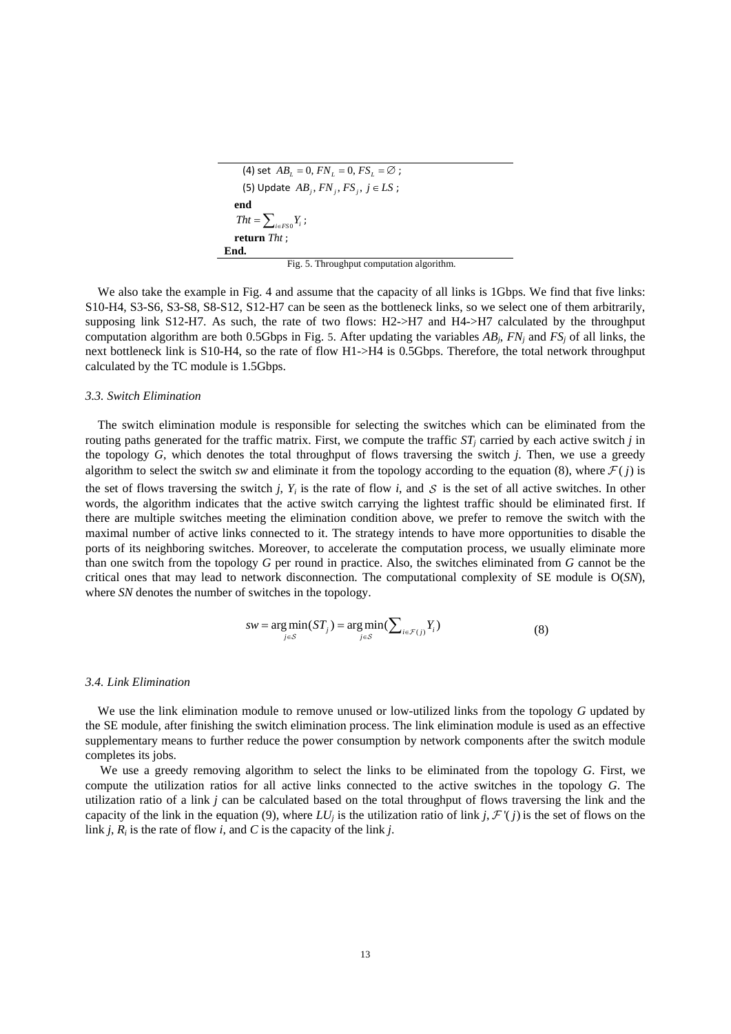(4) set $AB_L = 0, FN_L = 0, FS_L = \varnothing$ ;

(5) Update $AB_j, FN_j, FS_j,\ j \in LS$ ;

**end**

$Tht = \sum_{i \in FS0} Y_i$ ;

**return** *Tht* ;

**End.**

Fig. 5. Throughput computation algorithm.

We also take the example in Fig. 4 and assume that the capacity of all links is 1Gbps. We find that five links: S10-H4, S3-S6, S3-S8, S8-S12, S12-H7 can be seen as the bottleneck links, so we select one of them arbitrarily, supposing link S12-H7. As such, the rate of two flows: H2->H7 and H4->H7 calculated by the throughput computation algorithm are both 0.5Gbps in Fig. 5. After updating the variables $AB_j$, $FN_j$ and $FS_j$ of all links, the next bottleneck link is S10-H4, so the rate of flow H1->H4 is 0.5Gbps. Therefore, the total network throughput calculated by the TC module is 1.5Gbps.

### *3.3. Switch Elimination*

The switch elimination module is responsible for selecting the switches which can be eliminated from the routing paths generated for the traffic matrix. First, we compute the traffic $ST_j$ carried by each active switch *j* in the topology *G*, which denotes the total throughput of flows traversing the switch *j*. Then, we use a greedy algorithm to select the switch *sw* and eliminate it from the topology according to the equation (8), where $\mathcal{F}(j)$ is the set of flows traversing the switch *j*, $Y_i$ is the rate of flow *i*, and $\mathcal{S}$ is the set of all active switches. In other words, the algorithm indicates that the active switch carrying the lightest traffic should be eliminated first. If there are multiple switches meeting the elimination condition above, we prefer to remove the switch with the maximal number of active links connected to it. The strategy intends to have more opportunities to disable the ports of its neighboring switches. Moreover, to accelerate the computation process, we usually eliminate more than one switch from the topology *G* per round in practice. Also, the switches eliminated from *G* cannot be the critical ones that may lead to network disconnection. The computational complexity of SE module is O(*SN*), where *SN* denotes the number of switches in the topology.

$$sw = \arg\min_{j \in \mathcal{S}}(ST_j) = \arg\min_{j \in \mathcal{S}}\left(\sum_{i \in \mathcal{F}(j)} Y_i\right) \tag{8}$$

### *3.4. Link Elimination*

We use the link elimination module to remove unused or low-utilized links from the topology *G* updated by the SE module, after finishing the switch elimination process. The link elimination module is used as an effective supplementary means to further reduce the power consumption by network components after the switch module completes its jobs.

We use a greedy removing algorithm to select the links to be eliminated from the topology *G*. First, we compute the utilization ratios for all active links connected to the active switches in the topology *G*. The utilization ratio of a link *j* can be calculated based on the total throughput of flows traversing the link and the capacity of the link in the equation (9), where $LU_j$ is the utilization ratio of link *j*, $\mathcal{F}'(j)$ is the set of flows on the link *j*, $R_i$ is the rate of flow *i*, and *C* is the capacity of the link *j*.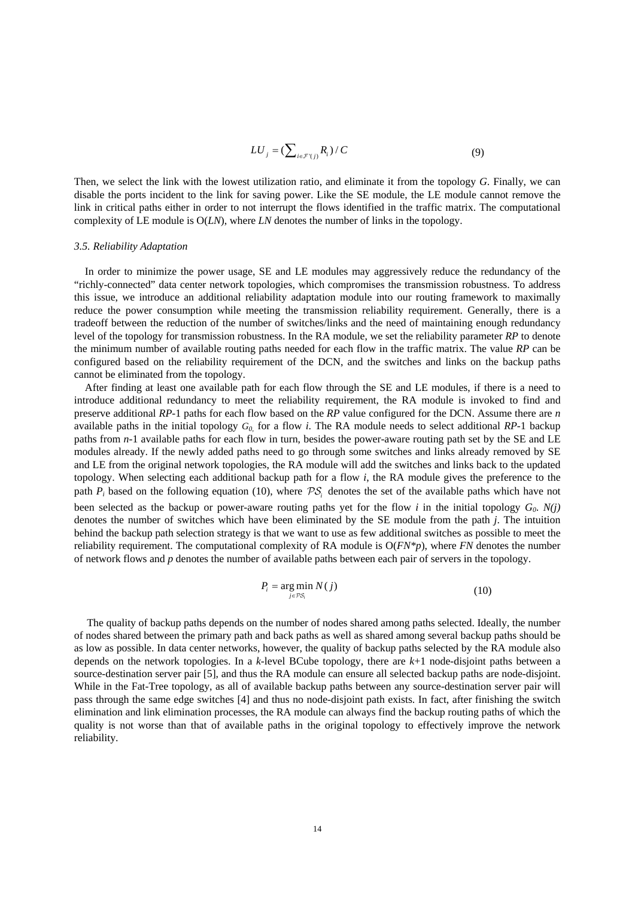$$LU_j = (\sum_{i \in \mathcal{F}'(j)} R_i) / C \tag{9}$$

Then, we select the link with the lowest utilization ratio, and eliminate it from the topology $G$. Finally, we can disable the ports incident to the link for saving power. Like the SE module, the LE module cannot remove the link in critical paths either in order to not interrupt the flows identified in the traffic matrix. The computational complexity of LE module is $O(LN)$, where $LN$ denotes the number of links in the topology.

### *3.5. Reliability Adaptation*

In order to minimize the power usage, SE and LE modules may aggressively reduce the redundancy of the "richly-connected" data center network topologies, which compromises the transmission robustness. To address this issue, we introduce an additional reliability adaptation module into our routing framework to maximally reduce the power consumption while meeting the transmission reliability requirement. Generally, there is a tradeoff between the reduction of the number of switches/links and the need of maintaining enough redundancy level of the topology for transmission robustness. In the RA module, we set the reliability parameter ***RP*** to denote the minimum number of available routing paths needed for each flow in the traffic matrix. The value ***RP*** can be configured based on the reliability requirement of the DCN, and the switches and links on the backup paths cannot be eliminated from the topology.

After finding at least one available path for each flow through the SE and LE modules, if there is a need to introduce additional redundancy to meet the reliability requirement, the RA module is invoked to find and preserve additional ***RP***-1 paths for each flow based on the ***RP*** value configured for the DCN. Assume there are $n$ available paths in the initial topology $G_0$, for a flow $i$. The RA module needs to select additional ***RP***-1 backup paths from $n$-1 available paths for each flow in turn, besides the power-aware routing path set by the SE and LE modules already. If the newly added paths need to go through some switches and links already removed by SE and LE from the original network topologies, the RA module will add the switches and links back to the updated topology. When selecting each additional backup path for a flow $i$, the RA module gives the preference to the path $P_i$ based on the following equation (10), where $\mathcal{PS}_i$ denotes the set of the available paths which have not been selected as the backup or power-aware routing paths yet for the flow $i$ in the initial topology $G_0$. $N(j)$ denotes the number of switches which have been eliminated by the SE module from the path $j$. The intuition behind the backup path selection strategy is that we want to use as few additional switches as possible to meet the reliability requirement. The computational complexity of RA module is $O(FN*p)$, where $FN$ denotes the number of network flows and $p$ denotes the number of available paths between each pair of servers in the topology.

$$P_i = \arg\min_{j \in \mathcal{PS}_i} N(j) \tag{10}$$

The quality of backup paths depends on the number of nodes shared among paths selected. Ideally, the number of nodes shared between the primary path and back paths as well as shared among several backup paths should be as low as possible. In data center networks, however, the quality of backup paths selected by the RA module also depends on the network topologies. In a $k$-level BCube topology, there are $k$+1 node-disjoint paths between a source-destination server pair [5], and thus the RA module can ensure all selected backup paths are node-disjoint. While in the Fat-Tree topology, as all of available backup paths between any source-destination server pair will pass through the same edge switches [4] and thus no node-disjoint path exists. In fact, after finishing the switch elimination and link elimination processes, the RA module can always find the backup routing paths of which the quality is not worse than that of available paths in the original topology to effectively improve the network reliability.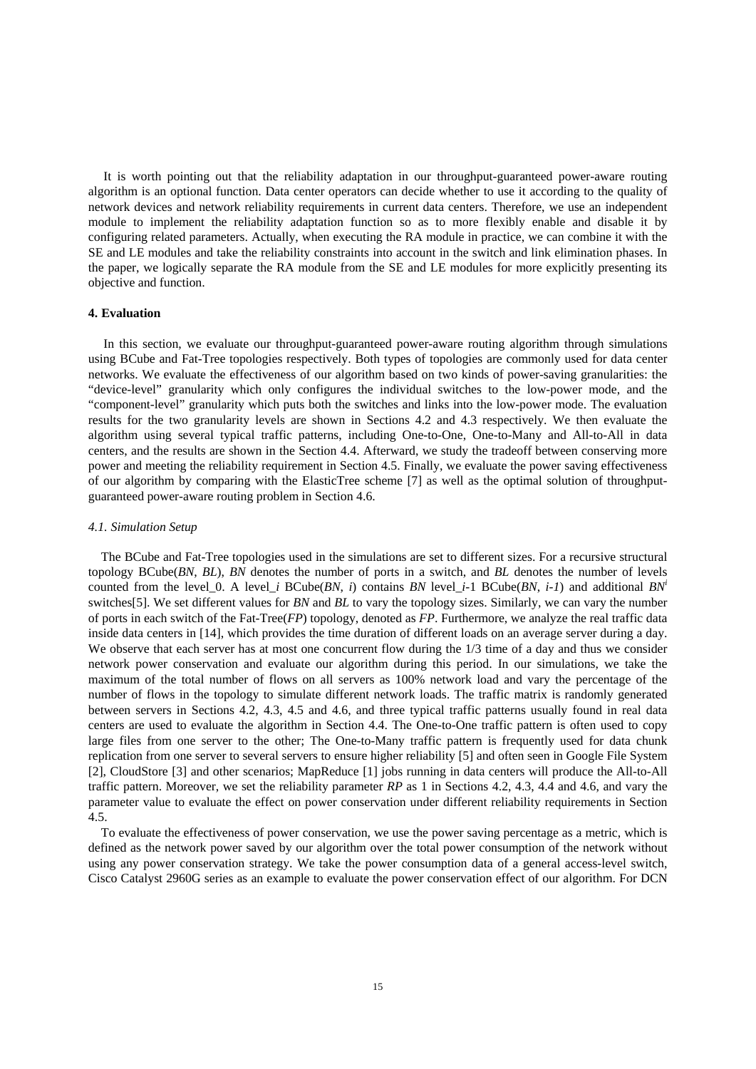It is worth pointing out that the reliability adaptation in our throughput-guaranteed power-aware routing algorithm is an optional function. Data center operators can decide whether to use it according to the quality of network devices and network reliability requirements in current data centers. Therefore, we use an independent module to implement the reliability adaptation function so as to more flexibly enable and disable it by configuring related parameters. Actually, when executing the RA module in practice, we can combine it with the SE and LE modules and take the reliability constraints into account in the switch and link elimination phases. In the paper, we logically separate the RA module from the SE and LE modules for more explicitly presenting its objective and function.

## 4. Evaluation

In this section, we evaluate our throughput-guaranteed power-aware routing algorithm through simulations using BCube and Fat-Tree topologies respectively. Both types of topologies are commonly used for data center networks. We evaluate the effectiveness of our algorithm based on two kinds of power-saving granularities: the "device-level" granularity which only configures the individual switches to the low-power mode, and the "component-level" granularity which puts both the switches and links into the low-power mode. The evaluation results for the two granularity levels are shown in Sections 4.2 and 4.3 respectively. We then evaluate the algorithm using several typical traffic patterns, including One-to-One, One-to-Many and All-to-All in data centers, and the results are shown in the Section 4.4. Afterward, we study the tradeoff between conserving more power and meeting the reliability requirement in Section 4.5. Finally, we evaluate the power saving effectiveness of our algorithm by comparing with the ElasticTree scheme [7] as well as the optimal solution of throughput-guaranteed power-aware routing problem in Section 4.6.

### *4.1. Simulation Setup*

The BCube and Fat-Tree topologies used in the simulations are set to different sizes. For a recursive structural topology BCube(*BN*, *BL*), *BN* denotes the number of ports in a switch, and *BL* denotes the number of levels counted from the level_0. A level_*i* BCube(*BN*, *i*) contains *BN* level_*i*-1 BCube(*BN*, *i-1*) and additional $BN^i$ switches[5]. We set different values for *BN* and *BL* to vary the topology sizes. Similarly, we can vary the number of ports in each switch of the Fat-Tree(*FP*) topology, denoted as *FP*. Furthermore, we analyze the real traffic data inside data centers in [14], which provides the time duration of different loads on an average server during a day. We observe that each server has at most one concurrent flow during the 1/3 time of a day and thus we consider network power conservation and evaluate our algorithm during this period. In our simulations, we take the maximum of the total number of flows on all servers as 100% network load and vary the percentage of the number of flows in the topology to simulate different network loads. The traffic matrix is randomly generated between servers in Sections 4.2, 4.3, 4.5 and 4.6, and three typical traffic patterns usually found in real data centers are used to evaluate the algorithm in Section 4.4. The One-to-One traffic pattern is often used to copy large files from one server to the other; The One-to-Many traffic pattern is frequently used for data chunk replication from one server to several servers to ensure higher reliability [5] and often seen in Google File System [2], CloudStore [3] and other scenarios; MapReduce [1] jobs running in data centers will produce the All-to-All traffic pattern. Moreover, we set the reliability parameter *RP* as 1 in Sections 4.2, 4.3, 4.4 and 4.6, and vary the parameter value to evaluate the effect on power conservation under different reliability requirements in Section 4.5.

To evaluate the effectiveness of power conservation, we use the power saving percentage as a metric, which is defined as the network power saved by our algorithm over the total power consumption of the network without using any power conservation strategy. We take the power consumption data of a general access-level switch, Cisco Catalyst 2960G series as an example to evaluate the power conservation effect of our algorithm. For DCN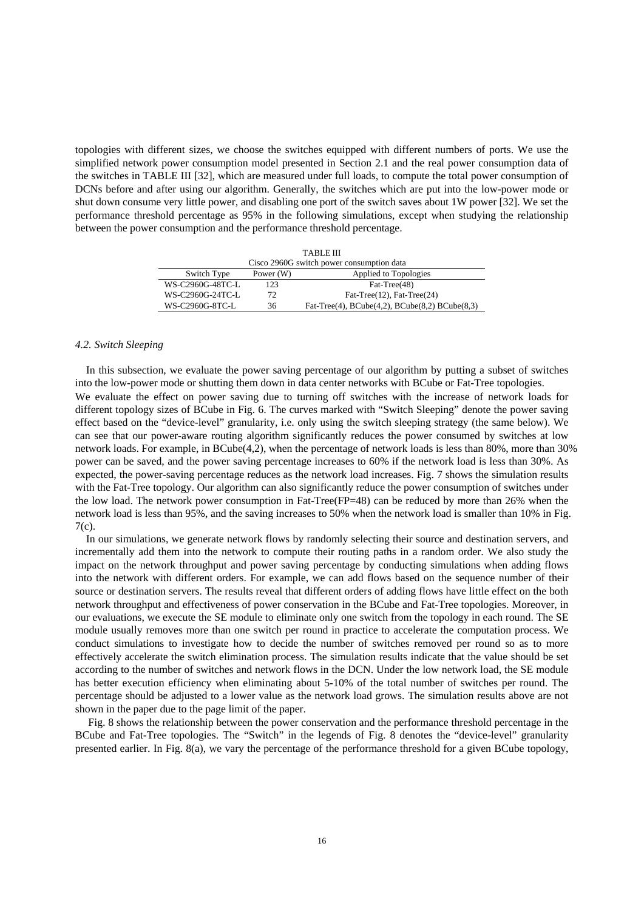topologies with different sizes, we choose the switches equipped with different numbers of ports. We use the simplified network power consumption model presented in Section 2.1 and the real power consumption data of the switches in TABLE III [32], which are measured under full loads, to compute the total power consumption of DCNs before and after using our algorithm. Generally, the switches which are put into the low-power mode or shut down consume very little power, and disabling one port of the switch saves about 1W power [32]. We set the performance threshold percentage as 95% in the following simulations, except when studying the relationship between the power consumption and the performance threshold percentage.

TABLE III

Cisco 2960G switch power consumption data

| Switch Type | Power (W) | Applied to Topologies |
|---|---|---|
| WS-C2960G-48TC-L | 123 | Fat-Tree(48) |
| WS-C2960G-24TC-L | 72 | Fat-Tree(12), Fat-Tree(24) |
| WS-C2960G-8TC-L | 36 | Fat-Tree(4), BCube(4,2), BCube(8,2) BCube(8,3) |

### *4.2. Switch Sleeping*

In this subsection, we evaluate the power saving percentage of our algorithm by putting a subset of switches into the low-power mode or shutting them down in data center networks with BCube or Fat-Tree topologies.

We evaluate the effect on power saving due to turning off switches with the increase of network loads for different topology sizes of BCube in Fig. 6. The curves marked with "Switch Sleeping" denote the power saving effect based on the "device-level" granularity, i.e. only using the switch sleeping strategy (the same below). We can see that our power-aware routing algorithm significantly reduces the power consumed by switches at low network loads. For example, in BCube(4,2), when the percentage of network loads is less than 80%, more than 30% power can be saved, and the power saving percentage increases to 60% if the network load is less than 30%. As expected, the power-saving percentage reduces as the network load increases. Fig. 7 shows the simulation results with the Fat-Tree topology. Our algorithm can also significantly reduce the power consumption of switches under the low load. The network power consumption in Fat-Tree(FP=48) can be reduced by more than 26% when the network load is less than 95%, and the saving increases to 50% when the network load is smaller than 10% in Fig. 7(c).

In our simulations, we generate network flows by randomly selecting their source and destination servers, and incrementally add them into the network to compute their routing paths in a random order. We also study the impact on the network throughput and power saving percentage by conducting simulations when adding flows into the network with different orders. For example, we can add flows based on the sequence number of their source or destination servers. The results reveal that different orders of adding flows have little effect on the both network throughput and effectiveness of power conservation in the BCube and Fat-Tree topologies. Moreover, in our evaluations, we execute the SE module to eliminate only one switch from the topology in each round. The SE module usually removes more than one switch per round in practice to accelerate the computation process. We conduct simulations to investigate how to decide the number of switches removed per round so as to more effectively accelerate the switch elimination process. The simulation results indicate that the value should be set according to the number of switches and network flows in the DCN. Under the low network load, the SE module has better execution efficiency when eliminating about 5-10% of the total number of switches per round. The percentage should be adjusted to a lower value as the network load grows. The simulation results above are not shown in the paper due to the page limit of the paper.

Fig. 8 shows the relationship between the power conservation and the performance threshold percentage in the BCube and Fat-Tree topologies. The "Switch" in the legends of Fig. 8 denotes the "device-level" granularity presented earlier. In Fig. 8(a), we vary the percentage of the performance threshold for a given BCube topology,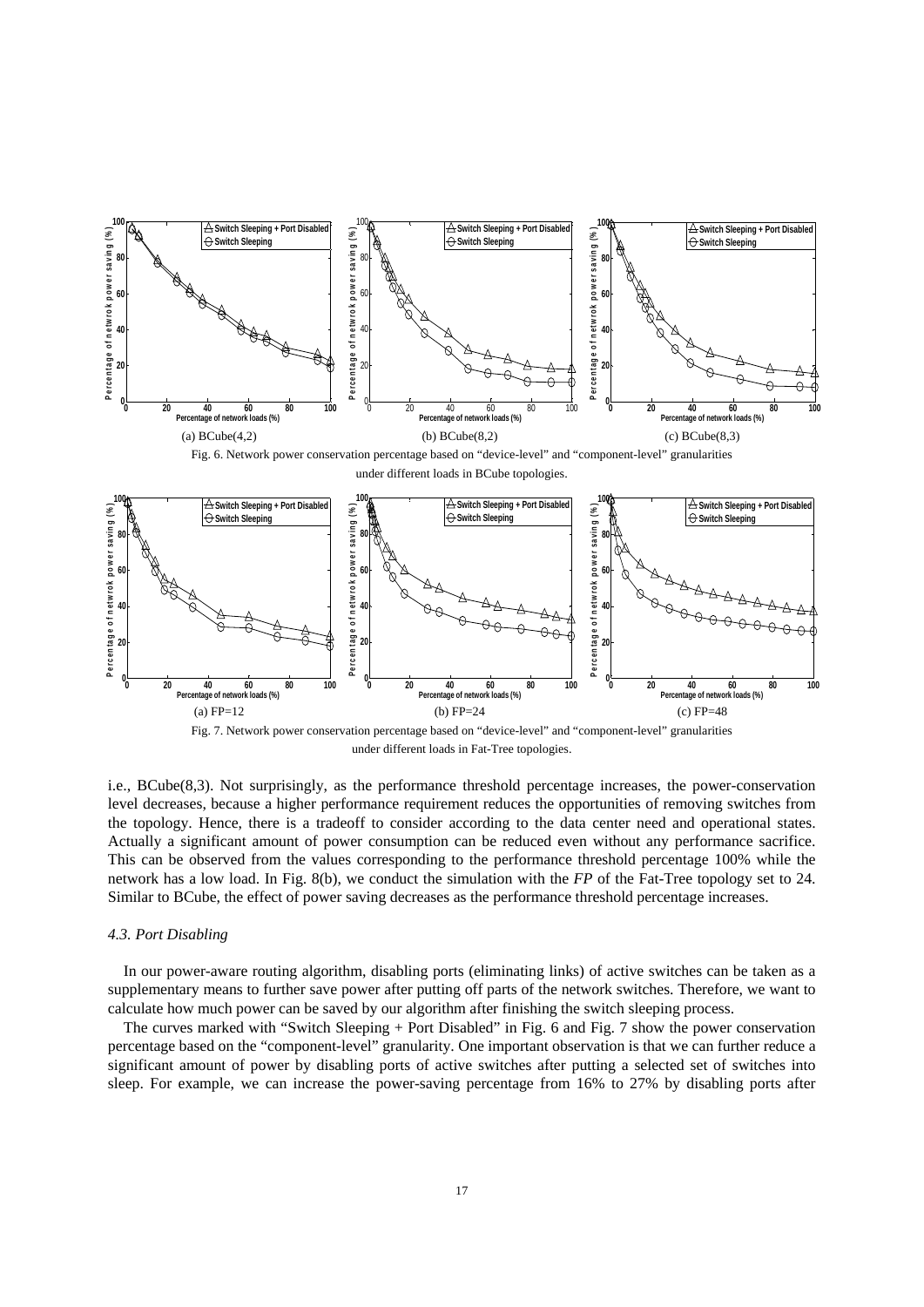(a) BCube(4,2) (b) BCube(8,2) (c) BCube(8,3)

Fig. 6. Network power conservation percentage based on "device-level" and "component-level" granularities under different loads in BCube topologies.

(a) FP=12 (b) FP=24 (c) FP=48

Fig. 7. Network power conservation percentage based on "device-level" and "component-level" granularities under different loads in Fat-Tree topologies.

i.e., BCube(8,3). Not surprisingly, as the performance threshold percentage increases, the power-conservation level decreases, because a higher performance requirement reduces the opportunities of removing switches from the topology. Hence, there is a tradeoff to consider according to the data center need and operational states. Actually a significant amount of power consumption can be reduced even without any performance sacrifice. This can be observed from the values corresponding to the performance threshold percentage 100% while the network has a low load. In Fig. 8(b), we conduct the simulation with the *FP* of the Fat-Tree topology set to 24. Similar to BCube, the effect of power saving decreases as the performance threshold percentage increases.

### *4.3. Port Disabling*

In our power-aware routing algorithm, disabling ports (eliminating links) of active switches can be taken as a supplementary means to further save power after putting off parts of the network switches. Therefore, we want to calculate how much power can be saved by our algorithm after finishing the switch sleeping process.

The curves marked with "Switch Sleeping + Port Disabled" in Fig. 6 and Fig. 7 show the power conservation percentage based on the "component-level" granularity. One important observation is that we can further reduce a significant amount of power by disabling ports of active switches after putting a selected set of switches into sleep. For example, we can increase the power-saving percentage from 16% to 27% by disabling ports after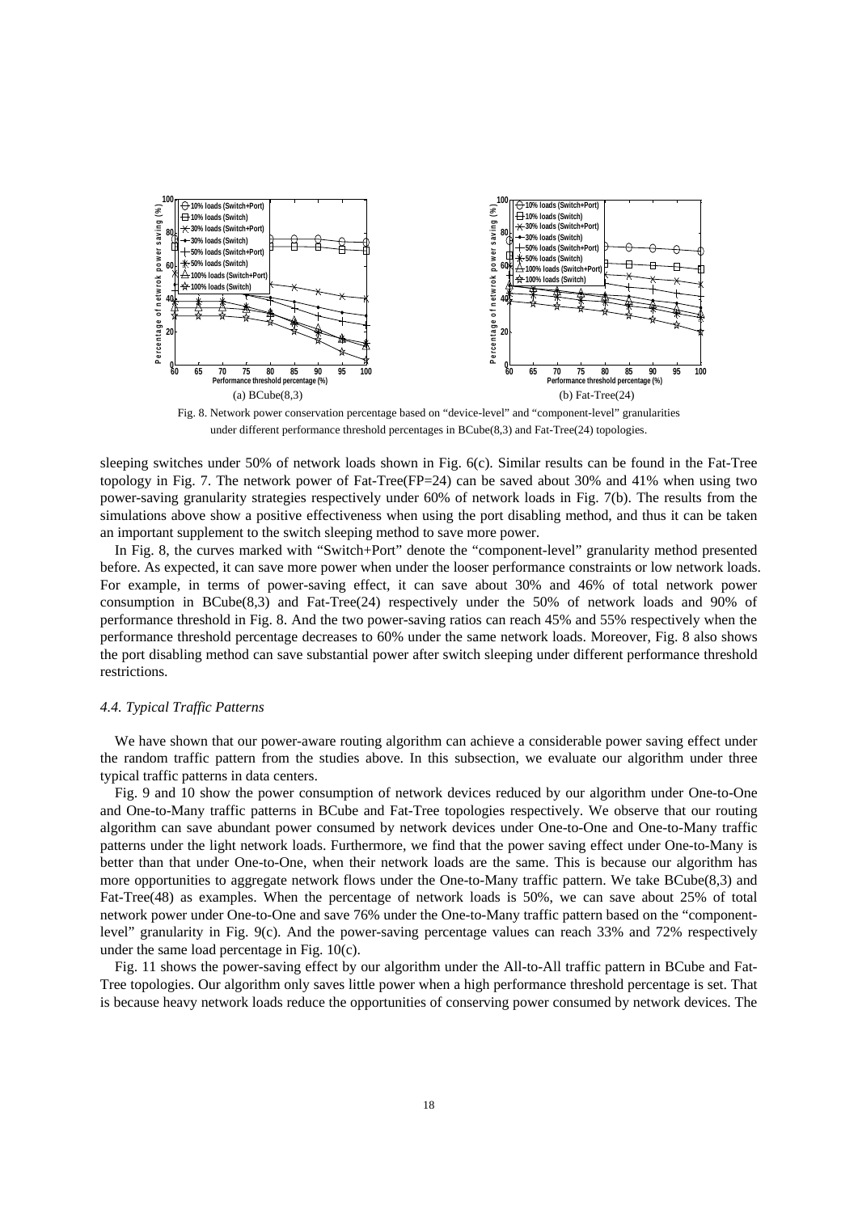(a) BCube(8,3)

(b) Fat-Tree(24)

Fig. 8. Network power conservation percentage based on "device-level" and "component-level" granularities under different performance threshold percentages in BCube(8,3) and Fat-Tree(24) topologies.

sleeping switches under 50% of network loads shown in Fig. 6(c). Similar results can be found in the Fat-Tree topology in Fig. 7. The network power of Fat-Tree(FP=24) can be saved about 30% and 41% when using two power-saving granularity strategies respectively under 60% of network loads in Fig. 7(b). The results from the simulations above show a positive effectiveness when using the port disabling method, and thus it can be taken an important supplement to the switch sleeping method to save more power.

In Fig. 8, the curves marked with "Switch+Port" denote the "component-level" granularity method presented before. As expected, it can save more power when under the looser performance constraints or low network loads. For example, in terms of power-saving effect, it can save about 30% and 46% of total network power consumption in BCube(8,3) and Fat-Tree(24) respectively under the 50% of network loads and 90% of performance threshold in Fig. 8. And the two power-saving ratios can reach 45% and 55% respectively when the performance threshold percentage decreases to 60% under the same network loads. Moreover, Fig. 8 also shows the port disabling method can save substantial power after switch sleeping under different performance threshold restrictions.

### *4.4. Typical Traffic Patterns*

We have shown that our power-aware routing algorithm can achieve a considerable power saving effect under the random traffic pattern from the studies above. In this subsection, we evaluate our algorithm under three typical traffic patterns in data centers.

Fig. 9 and 10 show the power consumption of network devices reduced by our algorithm under One-to-One and One-to-Many traffic patterns in BCube and Fat-Tree topologies respectively. We observe that our routing algorithm can save abundant power consumed by network devices under One-to-One and One-to-Many traffic patterns under the light network loads. Furthermore, we find that the power saving effect under One-to-Many is better than that under One-to-One, when their network loads are the same. This is because our algorithm has more opportunities to aggregate network flows under the One-to-Many traffic pattern. We take BCube(8,3) and Fat-Tree(48) as examples. When the percentage of network loads is 50%, we can save about 25% of total network power under One-to-One and save 76% under the One-to-Many traffic pattern based on the "component-level" granularity in Fig. 9(c). And the power-saving percentage values can reach 33% and 72% respectively under the same load percentage in Fig. 10(c).

Fig. 11 shows the power-saving effect by our algorithm under the All-to-All traffic pattern in BCube and Fat-Tree topologies. Our algorithm only saves little power when a high performance threshold percentage is set. That is because heavy network loads reduce the opportunities of conserving power consumed by network devices. The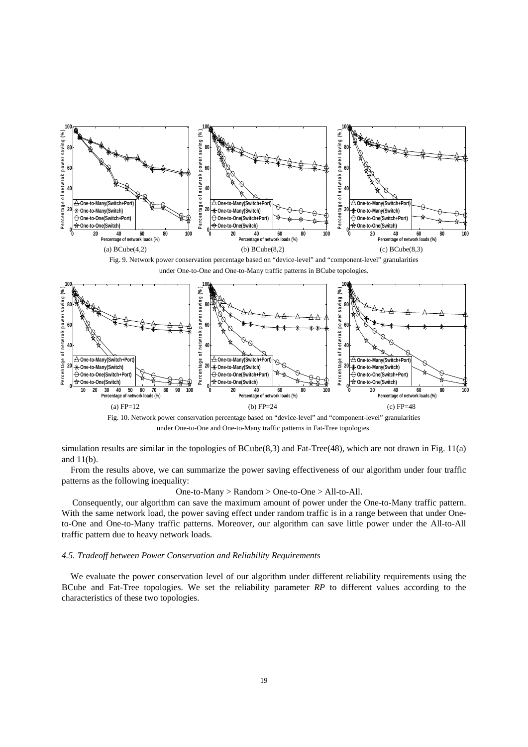(a) BCube(4,2) (b) BCube(8,2) (c) BCube(8,3)

Fig. 9. Network power conservation percentage based on "device-level" and "component-level" granularities under One-to-One and One-to-Many traffic patterns in BCube topologies.

(a) FP=12 (b) FP=24 (c) FP=48

Fig. 10. Network power conservation percentage based on "device-level" and "component-level" granularities under One-to-One and One-to-Many traffic patterns in Fat-Tree topologies.

simulation results are similar in the topologies of BCube(8,3) and Fat-Tree(48), which are not drawn in Fig. 11(a) and 11(b).

From the results above, we can summarize the power saving effectiveness of our algorithm under four traffic patterns as the following inequality:

One-to-Many > Random > One-to-One > All-to-All.

Consequently, our algorithm can save the maximum amount of power under the One-to-Many traffic pattern. With the same network load, the power saving effect under random traffic is in a range between that under One-to-One and One-to-Many traffic patterns. Moreover, our algorithm can save little power under the All-to-All traffic pattern due to heavy network loads.

### *4.5. Tradeoff between Power Conservation and Reliability Requirements*

We evaluate the power conservation level of our algorithm under different reliability requirements using the BCube and Fat-Tree topologies. We set the reliability parameter *RP* to different values according to the characteristics of these two topologies.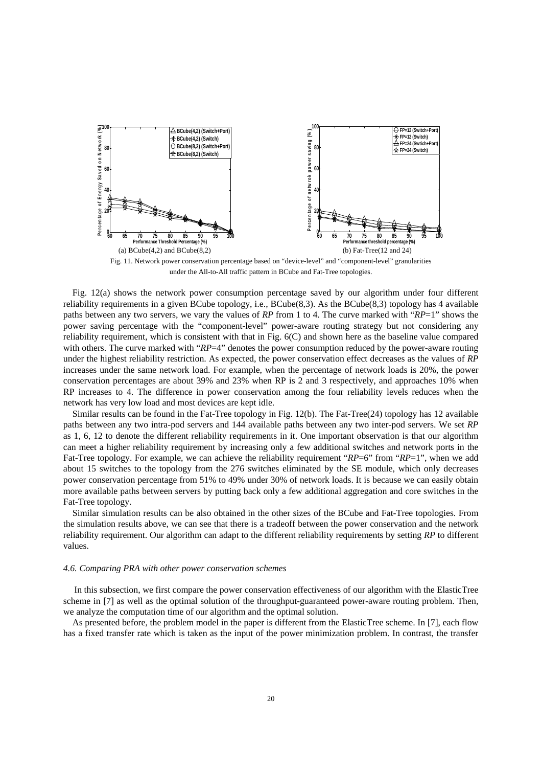(a) BCube(4,2) and BCube(8,2)

(b) Fat-Tree(12 and 24)

Fig. 11. Network power conservation percentage based on "device-level" and "component-level" granularities under the All-to-All traffic pattern in BCube and Fat-Tree topologies.

Fig. 12(a) shows the network power consumption percentage saved by our algorithm under four different reliability requirements in a given BCube topology, i.e., BCube(8,3). As the BCube(8,3) topology has 4 available paths between any two servers, we vary the values of *RP* from 1 to 4. The curve marked with "*RP*=1" shows the power saving percentage with the "component-level" power-aware routing strategy but not considering any reliability requirement, which is consistent with that in Fig. 6(C) and shown here as the baseline value compared with others. The curve marked with "*RP*=4" denotes the power consumption reduced by the power-aware routing under the highest reliability restriction. As expected, the power conservation effect decreases as the values of *RP* increases under the same network load. For example, when the percentage of network loads is 20%, the power conservation percentages are about 39% and 23% when RP is 2 and 3 respectively, and approaches 10% when RP increases to 4. The difference in power conservation among the four reliability levels reduces when the network has very low load and most devices are kept idle.

Similar results can be found in the Fat-Tree topology in Fig. 12(b). The Fat-Tree(24) topology has 12 available paths between any two intra-pod servers and 144 available paths between any two inter-pod servers. We set *RP* as 1, 6, 12 to denote the different reliability requirements in it. One important observation is that our algorithm can meet a higher reliability requirement by increasing only a few additional switches and network ports in the Fat-Tree topology. For example, we can achieve the reliability requirement "*RP*=6" from "*RP*=1", when we add about 15 switches to the topology from the 276 switches eliminated by the SE module, which only decreases power conservation percentage from 51% to 49% under 30% of network loads. It is because we can easily obtain more available paths between servers by putting back only a few additional aggregation and core switches in the Fat-Tree topology.

Similar simulation results can be also obtained in the other sizes of the BCube and Fat-Tree topologies. From the simulation results above, we can see that there is a tradeoff between the power conservation and the network reliability requirement. Our algorithm can adapt to the different reliability requirements by setting *RP* to different values.

### *4.6. Comparing PRA with other power conservation schemes*

In this subsection, we first compare the power conservation effectiveness of our algorithm with the ElasticTree scheme in [7] as well as the optimal solution of the throughput-guaranteed power-aware routing problem. Then, we analyze the computation time of our algorithm and the optimal solution.

As presented before, the problem model in the paper is different from the ElasticTree scheme. In [7], each flow has a fixed transfer rate which is taken as the input of the power minimization problem. In contrast, the transfer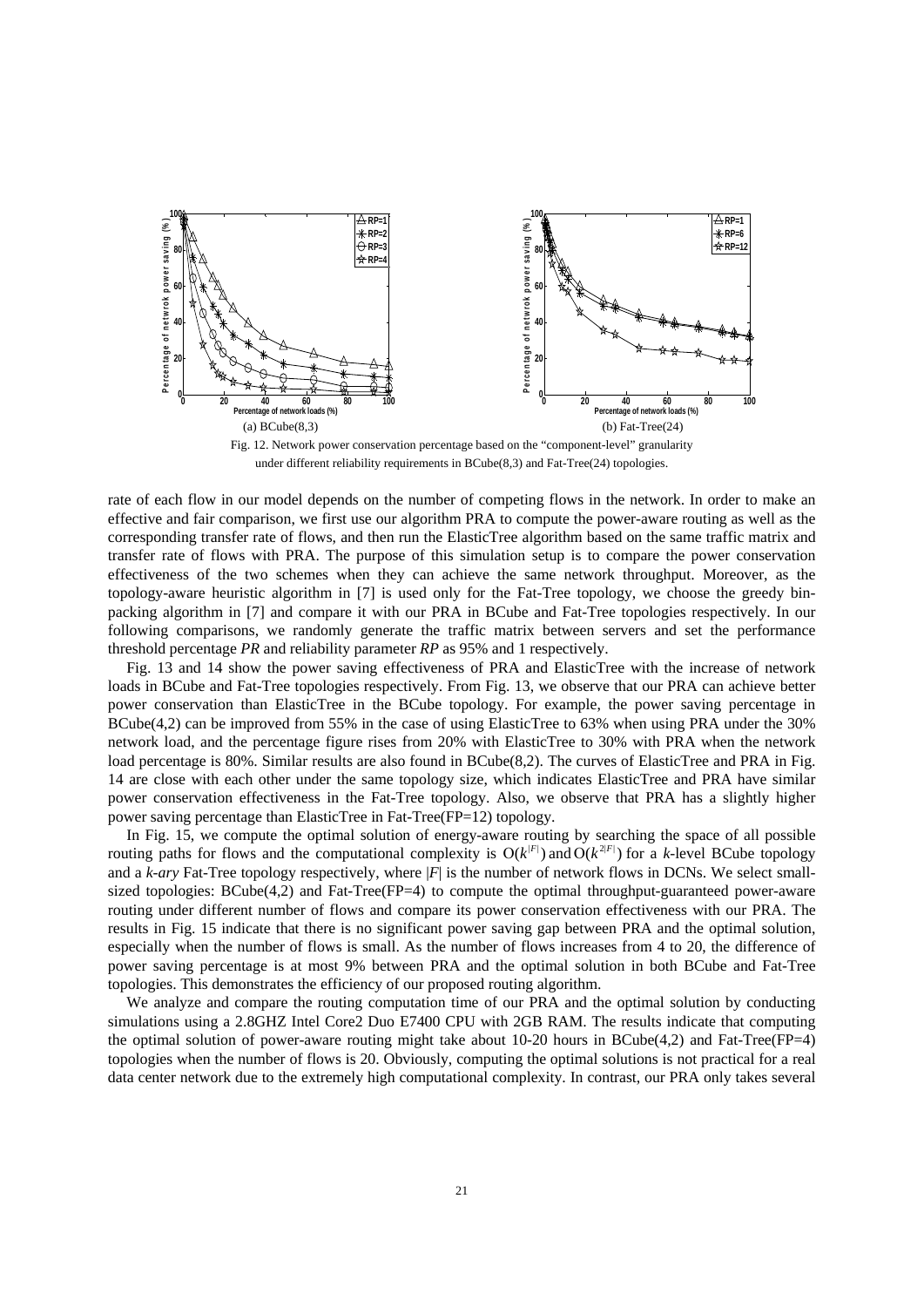(a) BCube(8,3)

(b) Fat-Tree(24)

Fig. 12. Network power conservation percentage based on the "component-level" granularity under different reliability requirements in BCube(8,3) and Fat-Tree(24) topologies.

rate of each flow in our model depends on the number of competing flows in the network. In order to make an effective and fair comparison, we first use our algorithm PRA to compute the power-aware routing as well as the corresponding transfer rate of flows, and then run the ElasticTree algorithm based on the same traffic matrix and transfer rate of flows with PRA. The purpose of this simulation setup is to compare the power conservation effectiveness of the two schemes when they can achieve the same network throughput. Moreover, as the topology-aware heuristic algorithm in [7] is used only for the Fat-Tree topology, we choose the greedy bin-packing algorithm in [7] and compare it with our PRA in BCube and Fat-Tree topologies respectively. In our following comparisons, we randomly generate the traffic matrix between servers and set the performance threshold percentage *PR* and reliability parameter *RP* as 95% and 1 respectively.

Fig. 13 and 14 show the power saving effectiveness of PRA and ElasticTree with the increase of network loads in BCube and Fat-Tree topologies respectively. From Fig. 13, we observe that our PRA can achieve better power conservation than ElasticTree in the BCube topology. For example, the power saving percentage in BCube(4,2) can be improved from 55% in the case of using ElasticTree to 63% when using PRA under the 30% network load, and the percentage figure rises from 20% with ElasticTree to 30% with PRA when the network load percentage is 80%. Similar results are also found in BCube(8,2). The curves of ElasticTree and PRA in Fig. 14 are close with each other under the same topology size, which indicates ElasticTree and PRA have similar power conservation effectiveness in the Fat-Tree topology. Also, we observe that PRA has a slightly higher power saving percentage than ElasticTree in Fat-Tree(FP=12) topology.

In Fig. 15, we compute the optimal solution of energy-aware routing by searching the space of all possible routing paths for flows and the computational complexity is $O(k^{|F|})$ and $O(k^{2|F|})$ for a *k*-level BCube topology and a *k-ary* Fat-Tree topology respectively, where $|F|$ is the number of network flows in DCNs. We select small-sized topologies: BCube(4,2) and Fat-Tree(FP=4) to compute the optimal throughput-guaranteed power-aware routing under different number of flows and compare its power conservation effectiveness with our PRA. The results in Fig. 15 indicate that there is no significant power saving gap between PRA and the optimal solution, especially when the number of flows is small. As the number of flows increases from 4 to 20, the difference of power saving percentage is at most 9% between PRA and the optimal solution in both BCube and Fat-Tree topologies. This demonstrates the efficiency of our proposed routing algorithm.

We analyze and compare the routing computation time of our PRA and the optimal solution by conducting simulations using a 2.8GHZ Intel Core2 Duo E7400 CPU with 2GB RAM. The results indicate that computing the optimal solution of power-aware routing might take about 10-20 hours in BCube(4,2) and Fat-Tree(FP=4) topologies when the number of flows is 20. Obviously, computing the optimal solutions is not practical for a real data center network due to the extremely high computational complexity. In contrast, our PRA only takes several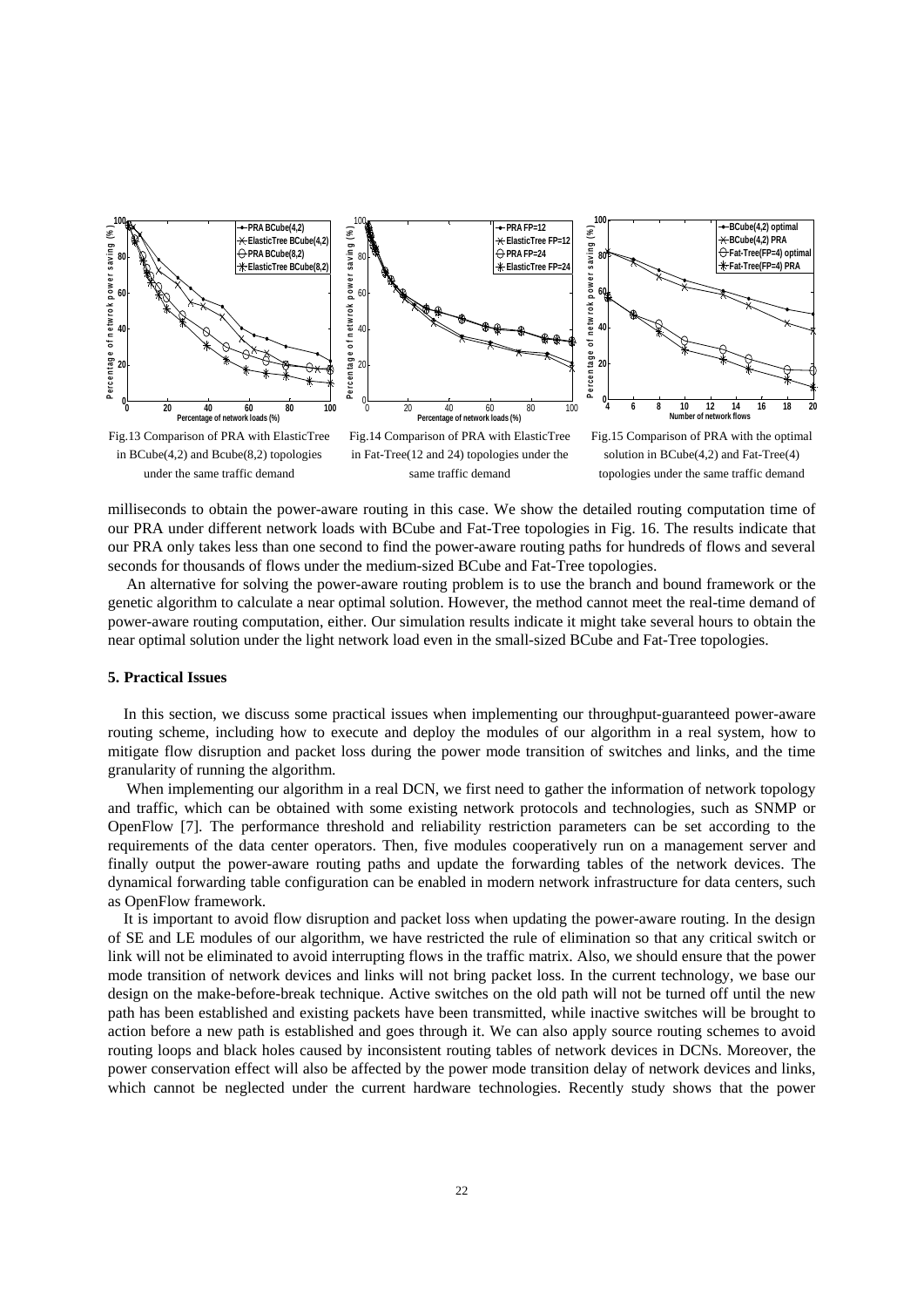Fig.13 Comparison of PRA with ElasticTree in BCube(4,2) and Bcube(8,2) topologies under the same traffic demand

Fig.14 Comparison of PRA with ElasticTree in Fat-Tree(12 and 24) topologies under the same traffic demand

Fig.15 Comparison of PRA with the optimal solution in BCube(4,2) and Fat-Tree(4) topologies under the same traffic demand

milliseconds to obtain the power-aware routing in this case. We show the detailed routing computation time of our PRA under different network loads with BCube and Fat-Tree topologies in Fig. 16. The results indicate that our PRA only takes less than one second to find the power-aware routing paths for hundreds of flows and several seconds for thousands of flows under the medium-sized BCube and Fat-Tree topologies.

An alternative for solving the power-aware routing problem is to use the branch and bound framework or the genetic algorithm to calculate a near optimal solution. However, the method cannot meet the real-time demand of power-aware routing computation, either. Our simulation results indicate it might take several hours to obtain the near optimal solution under the light network load even in the small-sized BCube and Fat-Tree topologies.

### 5. Practical Issues

In this section, we discuss some practical issues when implementing our throughput-guaranteed power-aware routing scheme, including how to execute and deploy the modules of our algorithm in a real system, how to mitigate flow disruption and packet loss during the power mode transition of switches and links, and the time granularity of running the algorithm.

When implementing our algorithm in a real DCN, we first need to gather the information of network topology and traffic, which can be obtained with some existing network protocols and technologies, such as SNMP or OpenFlow [7]. The performance threshold and reliability restriction parameters can be set according to the requirements of the data center operators. Then, five modules cooperatively run on a management server and finally output the power-aware routing paths and update the forwarding tables of the network devices. The dynamical forwarding table configuration can be enabled in modern network infrastructure for data centers, such as OpenFlow framework.

It is important to avoid flow disruption and packet loss when updating the power-aware routing. In the design of SE and LE modules of our algorithm, we have restricted the rule of elimination so that any critical switch or link will not be eliminated to avoid interrupting flows in the traffic matrix. Also, we should ensure that the power mode transition of network devices and links will not bring packet loss. In the current technology, we base our design on the make-before-break technique. Active switches on the old path will not be turned off until the new path has been established and existing packets have been transmitted, while inactive switches will be brought to action before a new path is established and goes through it. We can also apply source routing schemes to avoid routing loops and black holes caused by inconsistent routing tables of network devices in DCNs. Moreover, the power conservation effect will also be affected by the power mode transition delay of network devices and links, which cannot be neglected under the current hardware technologies. Recently study shows that the power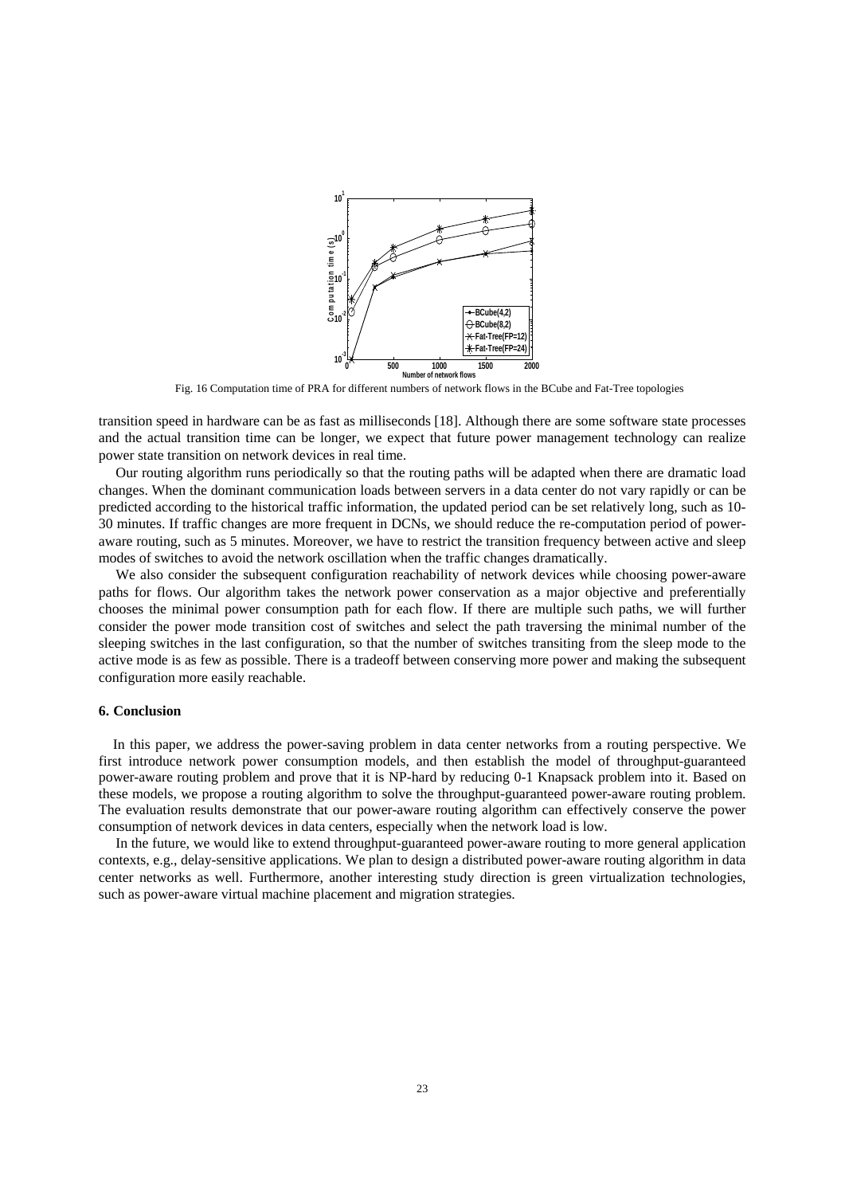Fig. 16 Computation time of PRA for different numbers of network flows in the BCube and Fat-Tree topologies

transition speed in hardware can be as fast as milliseconds [18]. Although there are some software state processes and the actual transition time can be longer, we expect that future power management technology can realize power state transition on network devices in real time.

Our routing algorithm runs periodically so that the routing paths will be adapted when there are dramatic load changes. When the dominant communication loads between servers in a data center do not vary rapidly or can be predicted according to the historical traffic information, the updated period can be set relatively long, such as 10-30 minutes. If traffic changes are more frequent in DCNs, we should reduce the re-computation period of power-aware routing, such as 5 minutes. Moreover, we have to restrict the transition frequency between active and sleep modes of switches to avoid the network oscillation when the traffic changes dramatically.

We also consider the subsequent configuration reachability of network devices while choosing power-aware paths for flows. Our algorithm takes the network power conservation as a major objective and preferentially chooses the minimal power consumption path for each flow. If there are multiple such paths, we will further consider the power mode transition cost of switches and select the path traversing the minimal number of the sleeping switches in the last configuration, so that the number of switches transiting from the sleep mode to the active mode is as few as possible. There is a tradeoff between conserving more power and making the subsequent configuration more easily reachable.

### 6. Conclusion

In this paper, we address the power-saving problem in data center networks from a routing perspective. We first introduce network power consumption models, and then establish the model of throughput-guaranteed power-aware routing problem and prove that it is NP-hard by reducing 0-1 Knapsack problem into it. Based on these models, we propose a routing algorithm to solve the throughput-guaranteed power-aware routing problem. The evaluation results demonstrate that our power-aware routing algorithm can effectively conserve the power consumption of network devices in data centers, especially when the network load is low.

In the future, we would like to extend throughput-guaranteed power-aware routing to more general application contexts, e.g., delay-sensitive applications. We plan to design a distributed power-aware routing algorithm in data center networks as well. Furthermore, another interesting study direction is green virtualization technologies, such as power-aware virtual machine placement and migration strategies.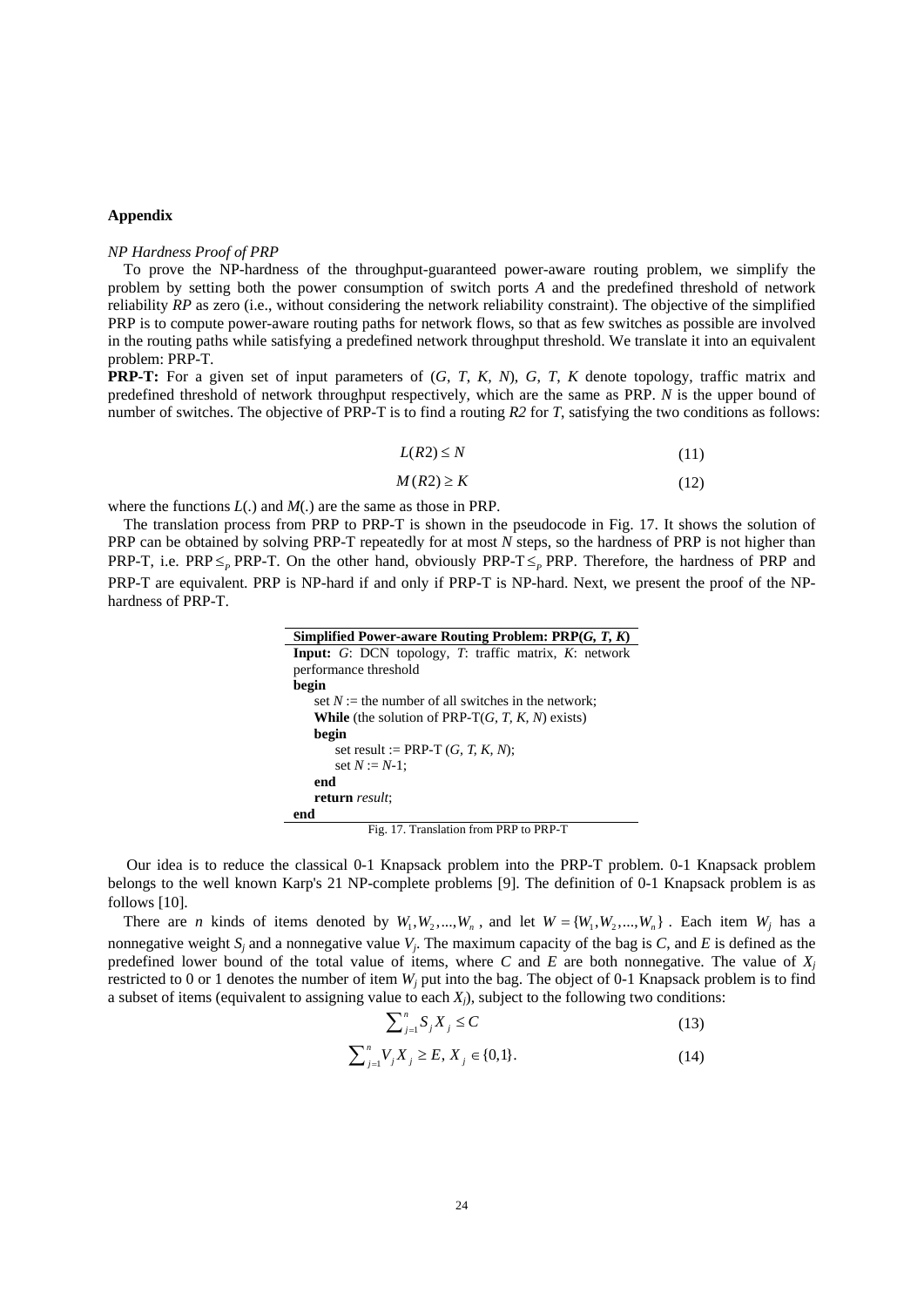## Appendix

*NP Hardness Proof of PRP*

To prove the NP-hardness of the throughput-guaranteed power-aware routing problem, we simplify the problem by setting both the power consumption of switch ports *A* and the predefined threshold of network reliability *RP* as zero (i.e., without considering the network reliability constraint). The objective of the simplified PRP is to compute power-aware routing paths for network flows, so that as few switches as possible are involved in the routing paths while satisfying a predefined network throughput threshold. We translate it into an equivalent problem: PRP-T.

**PRP-T:** For a given set of input parameters of ($G$, $T$, $K$, $N$), $G$, $T$, $K$ denote topology, traffic matrix and predefined threshold of network throughput respectively, which are the same as PRP. $N$ is the upper bound of number of switches. The objective of PRP-T is to find a routing $R2$ for $T$, satisfying the two conditions as follows:

$$L(R2) \le N \tag{11}$$

$$M(R2) \ge K \tag{12}$$

where the functions $L(.)$ and $M(.)$ are the same as those in PRP.

The translation process from PRP to PRP-T is shown in the pseudocode in Fig. 17. It shows the solution of PRP can be obtained by solving PRP-T repeatedly for at most $N$ steps, so the hardness of PRP is not higher than PRP-T, i.e. PRP $\le_P$ PRP-T. On the other hand, obviously PRP-T $\le_P$ PRP. Therefore, the hardness of PRP and PRP-T are equivalent. PRP is NP-hard if and only if PRP-T is NP-hard. Next, we present the proof of the NP-hardness of PRP-T.

```
Simplified Power-aware Routing Problem: PRP(G, T, K)
Input: G: DCN topology, T: traffic matrix, K: network
performance threshold
begin
    set N := the number of all switches in the network;
    While (the solution of PRP-T(G, T, K, N) exists)
    begin
        set result := PRP-T (G, T, K, N);
        set N := N-1;
    end
    return result;
end
```

Fig. 17. Translation from PRP to PRP-T

Our idea is to reduce the classical 0-1 Knapsack problem into the PRP-T problem. 0-1 Knapsack problem belongs to the well known Karp's 21 NP-complete problems [9]. The definition of 0-1 Knapsack problem is as follows [10].

There are $n$ kinds of items denoted by $W_1, W_2, ..., W_n$, and let $W = \{W_1, W_2, ..., W_n\}$. Each item $W_j$ has a nonnegative weight $S_j$ and a nonnegative value $V_j$. The maximum capacity of the bag is $C$, and $E$ is defined as the predefined lower bound of the total value of items, where $C$ and $E$ are both nonnegative. The value of $X_j$ restricted to 0 or 1 denotes the number of item $W_j$ put into the bag. The object of 0-1 Knapsack problem is to find a subset of items (equivalent to assigning value to each $X_j$), subject to the following two conditions:

$$\sum_{j=1}^{n} S_j X_j \le C \tag{13}$$

$$\sum_{j=1}^{n} V_j X_j \ge E,\ X_j \in \{0,1\}. \tag{14}$$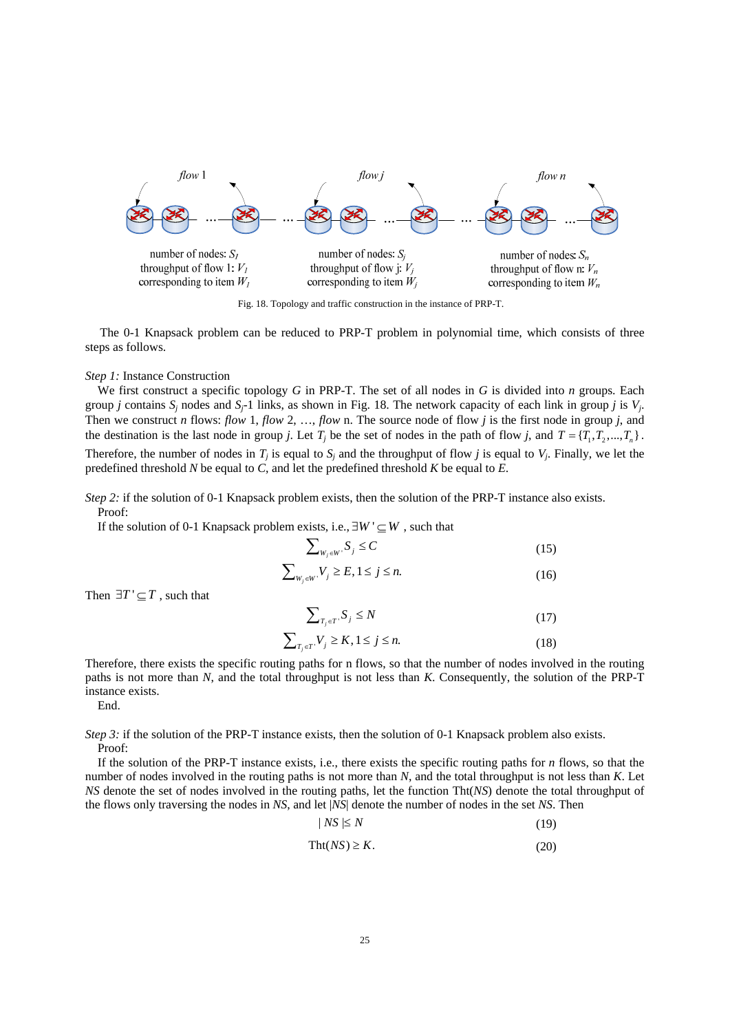flow 1 &nbsp;&nbsp;&nbsp;&nbsp; flow j &nbsp;&nbsp;&nbsp;&nbsp; flow n

number of nodes: $S_1$
throughput of flow 1: $V_1$
corresponding to item $W_1$

number of nodes: $S_j$
throughput of flow j: $V_j$
corresponding to item $W_j$

number of nodes: $S_n$
throughput of flow n: $V_n$
corresponding to item $W_n$

Fig. 18. Topology and traffic construction in the instance of PRP-T.

The 0-1 Knapsack problem can be reduced to PRP-T problem in polynomial time, which consists of three steps as follows.

*Step 1:* Instance Construction

We first construct a specific topology $G$ in PRP-T. The set of all nodes in $G$ is divided into $n$ groups. Each group $j$ contains $S_j$ nodes and $S_j$-1 links, as shown in Fig. 18. The network capacity of each link in group $j$ is $V_j$. Then we construct $n$ flows: *flow* 1, *flow* 2, …, *flow* n. The source node of flow $j$ is the first node in group $j$, and the destination is the last node in group $j$. Let $T_j$ be the set of nodes in the path of flow $j$, and $T = \{T_1, T_2, ..., T_n\}$. Therefore, the number of nodes in $T_j$ is equal to $S_j$ and the throughput of flow $j$ is equal to $V_j$. Finally, we let the predefined threshold $N$ be equal to $C$, and let the predefined threshold $K$ be equal to $E$.

*Step 2:* if the solution of 0-1 Knapsack problem exists, then the solution of the PRP-T instance also exists.

Proof:

If the solution of 0-1 Knapsack problem exists, i.e., $\exists W' \subseteq W$ , such that

$$\sum\nolimits_{W_j \in W'} S_j \le C \tag{15}$$

$$\sum\nolimits_{W_j \in W'} V_j \ge E, 1 \le j \le n. \tag{16}$$

Then $\exists T' \subseteq T$ , such that

$$\sum\nolimits_{T_j \in T'} S_j \le N \tag{17}$$

$$\sum\nolimits_{T_j \in T'} V_j \ge K, 1 \le j \le n. \tag{18}$$

Therefore, there exists the specific routing paths for n flows, so that the number of nodes involved in the routing paths is not more than $N$, and the total throughput is not less than $K$. Consequently, the solution of the PRP-T instance exists.

End.

*Step 3:* if the solution of the PRP-T instance exists, then the solution of 0-1 Knapsack problem also exists.

Proof:

If the solution of the PRP-T instance exists, i.e., there exists the specific routing paths for $n$ flows, so that the number of nodes involved in the routing paths is not more than $N$, and the total throughput is not less than $K$. Let $NS$ denote the set of nodes involved in the routing paths, let the function Tht($NS$) denote the total throughput of the flows only traversing the nodes in $NS$, and let $|NS|$ denote the number of nodes in the set $NS$. Then

$$| NS | \le N \tag{19}$$

$$\text{Tht}(NS) \ge K. \tag{20}$$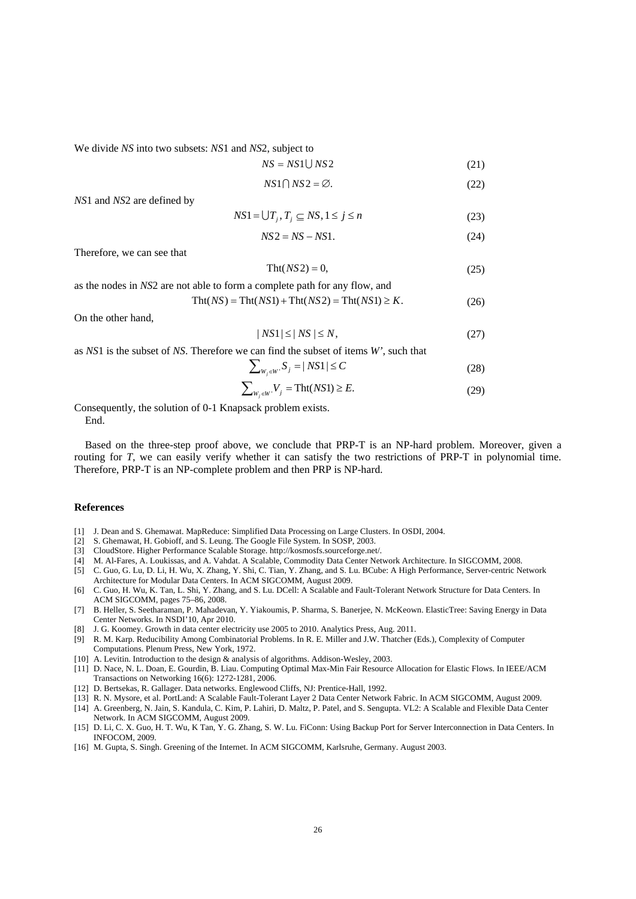We divide *NS* into two subsets: *NS*1 and *NS*2, subject to

$$NS = NS1 \bigcup NS2 \tag{21}$$

$$NS1 \bigcap NS2 = \varnothing. \tag{22}$$

*NS*1 and *NS*2 are defined by

$$NS1 = \bigcup T_j, T_j \subseteq NS, 1 \le j \le n \tag{23}$$

$$NS2 = NS - NS1. \tag{24}$$

Therefore, we can see that

$$\text{Tht}(NS2) = 0, \tag{25}$$

as the nodes in *NS*2 are not able to form a complete path for any flow, and

$$\text{Tht}(NS) = \text{Tht}(NS1) + \text{Tht}(NS2) = \text{Tht}(NS1) \ge K. \tag{26}$$

On the other hand,

$$|NS1| \le |NS| \le N, \tag{27}$$

as *NS*1 is the subset of *NS*. Therefore we can find the subset of items *W'*, such that

$$\sum\nolimits_{W_j \in W'} S_j = |NS1| \le C \tag{28}$$

$$\sum\nolimits_{W_j \in W'} V_j = \text{Tht}(NS1) \ge E. \tag{29}$$

Consequently, the solution of 0-1 Knapsack problem exists.

End.

Based on the three-step proof above, we conclude that PRP-T is an NP-hard problem. Moreover, given a routing for *T*, we can easily verify whether it can satisfy the two restrictions of PRP-T in polynomial time. Therefore, PRP-T is an NP-complete problem and then PRP is NP-hard.

## References

[1] J. Dean and S. Ghemawat. MapReduce: Simplified Data Processing on Large Clusters. In OSDI, 2004.

[2] S. Ghemawat, H. Gobioff, and S. Leung. The Google File System. In SOSP, 2003.

[3] CloudStore. Higher Performance Scalable Storage. http://kosmosfs.sourceforge.net/.

[4] M. Al-Fares, A. Loukissas, and A. Vahdat. A Scalable, Commodity Data Center Network Architecture. In SIGCOMM, 2008.

[5] C. Guo, G. Lu, D. Li, H. Wu, X. Zhang, Y. Shi, C. Tian, Y. Zhang, and S. Lu. BCube: A High Performance, Server-centric Network Architecture for Modular Data Centers. In ACM SIGCOMM, August 2009.

[6] C. Guo, H. Wu, K. Tan, L. Shi, Y. Zhang, and S. Lu. DCell: A Scalable and Fault-Tolerant Network Structure for Data Centers. In ACM SIGCOMM, pages 75–86, 2008.

[7] B. Heller, S. Seetharaman, P. Mahadevan, Y. Yiakoumis, P. Sharma, S. Banerjee, N. McKeown. ElasticTree: Saving Energy in Data Center Networks. In NSDI'10, Apr 2010.

[8] J. G. Koomey. Growth in data center electricity use 2005 to 2010. Analytics Press, Aug. 2011.

[9] R. M. Karp. Reducibility Among Combinatorial Problems. In R. E. Miller and J.W. Thatcher (Eds.), Complexity of Computer Computations. Plenum Press, New York, 1972.

[10] A. Levitin. Introduction to the design & analysis of algorithms. Addison-Wesley, 2003.

[11] D. Nace, N. L. Doan, E. Gourdin, B. Liau. Computing Optimal Max-Min Fair Resource Allocation for Elastic Flows. In IEEE/ACM Transactions on Networking 16(6): 1272-1281, 2006.

[12] D. Bertsekas, R. Gallager. Data networks. Englewood Cliffs, NJ: Prentice-Hall, 1992.

[13] R. N. Mysore, et al. PortLand: A Scalable Fault-Tolerant Layer 2 Data Center Network Fabric. In ACM SIGCOMM, August 2009.

[14] A. Greenberg, N. Jain, S. Kandula, C. Kim, P. Lahiri, D. Maltz, P. Patel, and S. Sengupta. VL2: A Scalable and Flexible Data Center Network. In ACM SIGCOMM, August 2009.

[15] D. Li, C. X. Guo, H. T. Wu, K Tan, Y. G. Zhang, S. W. Lu. FiConn: Using Backup Port for Server Interconnection in Data Centers. In INFOCOM, 2009.

[16] M. Gupta, S. Singh. Greening of the Internet. In ACM SIGCOMM, Karlsruhe, Germany. August 2003.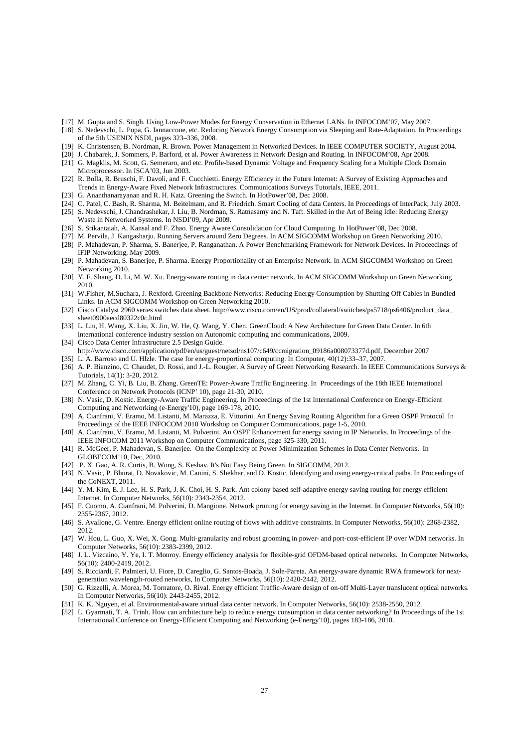[17] M. Gupta and S. Singh. Using Low-Power Modes for Energy Conservation in Ethernet LANs. In INFOCOM'07, May 2007.

[18] S. Nedevschi, L. Popa, G. Iannaccone, etc. Reducing Network Energy Consumption via Sleeping and Rate-Adaptation. In Proceedings of the 5th USENIX NSDI, pages 323–336, 2008.

[19] K. Christensen, B. Nordman, R. Brown. Power Management in Networked Devices. In IEEE COMPUTER SOCIETY, August 2004.

[20] J. Chabarek, J. Sommers, P. Barford, et al. Power Awareness in Network Design and Routing. In INFOCOM'08, Apr 2008.

[21] G. Magklis, M. Scott, G. Semeraro, and etc. Profile-based Dynamic Voltage and Frequency Scaling for a Multiple Clock Domain Microprocessor. In ISCA'03, Jun 2003.

[22] R. Bolla, R. Bruschi, F. Davoli, and F. Cucchietti. Energy Efficiency in the Future Internet: A Survey of Existing Approaches and Trends in Energy-Aware Fixed Network Infrastructures. Communications Surveys Tutorials, IEEE, 2011.

[23] G. Ananthanarayanan and R. H. Katz. Greening the Switch. In HotPower'08, Dec 2008.

[24] C. Patel, C. Bash, R. Sharma, M. Beitelmam, and R. Friedrich. Smart Cooling of data Centers. In Proceedings of InterPack, July 2003.

[25] S. Nedevschi, J. Chandrashekar, J. Liu, B. Nordman, S. Ratnasamy and N. Taft. Skilled in the Art of Being Idle: Reducing Energy Waste in Networked Systems. In NSDI'09, Apr 2009.

[26] S. Srikantaiah, A. Kansal and F. Zhao. Energy Aware Consolidation for Cloud Computing. In HotPower'08, Dec 2008.

[27] M. Pervila, J. Kangasharju. Running Servers around Zero Degrees. In ACM SIGCOMM Workshop on Green Networking 2010.

[28] P. Mahadevan, P. Sharma, S. Banerjee, P. Ranganathan. A Power Benchmarking Framework for Network Devices. In Proceedings of IFIP Networking, May 2009.

[29] P. Mahadevan, S. Banerjee, P. Sharma. Energy Proportionality of an Enterprise Network. In ACM SIGCOMM Workshop on Green Networking 2010.

[30] Y. F. Shang, D. Li, M. W. Xu. Energy-aware routing in data center network. In ACM SIGCOMM Workshop on Green Networking 2010.

[31] W.Fisher, M.Suchara, J. Rexford. Greening Backbone Networks: Reducing Energy Consumption by Shutting Off Cables in Bundled Links. In ACM SIGCOMM Workshop on Green Networking 2010.

[32] Cisco Catalyst 2960 series switches data sheet. http://www.cisco.com/en/US/prod/collateral/switches/ps5718/ps6406/product_data_sheet0900aecd80322c0c.html

[33] L. Liu, H. Wang, X. Liu, X. Jin, W. He, Q. Wang, Y. Chen. GreenCloud: A New Architecture for Green Data Center. In 6th international conference industry session on Autonomic computing and communications, 2009.

[34] Cisco Data Center Infrastructure 2.5 Design Guide. http://www.cisco.com/application/pdf/en/us/guest/netsol/ns107/c649/ccmigration_09186a008073377d.pdf, December 2007

[35] L. A. Barroso and U. Hlzle. The case for energy-proportional computing. In Computer, 40(12):33–37, 2007.

[36] A. P. Bianzino, C. Chaudet, D. Rossi, and J.-L. Rougier. A Survey of Green Networking Research. In IEEE Communications Surveys & Tutorials, 14(1): 3-20, 2012.

[37] M. Zhang, C. Yi, B. Liu, B. Zhang. GreenTE: Power-Aware Traffic Engineering. In Proceedings of the 18th IEEE International Conference on Network Protocols (ICNP' 10), page 21-30, 2010.

[38] N. Vasic, D. Kostic. Energy-Aware Traffic Engineering. In Proceedings of the 1st International Conference on Energy-Efficient Computing and Networking (e-Energy'10), page 169-178, 2010.

[39] A. Cianfrani, V. Eramo, M. Listanti, M. Marazza, E. Vittorini. An Energy Saving Routing Algorithm for a Green OSPF Protocol. In Proceedings of the IEEE INFOCOM 2010 Workshop on Computer Communications, page 1-5, 2010.

[40] A. Cianfrani, V. Eramo, M. Listanti, M. Polverini. An OSPF Enhancement for energy saving in IP Networks. In Proceedings of the IEEE INFOCOM 2011 Workshop on Computer Communications, page 325-330, 2011.

[41] R. McGeer, P. Mahadevan, S. Banerjee. On the Complexity of Power Minimization Schemes in Data Center Networks. In GLOBECOM'10, Dec, 2010.

[42] P. X. Gao, A. R. Curtis, B. Wong, S. Keshav. It's Not Easy Being Green. In SIGCOMM, 2012.

[43] N. Vasic, P. Bhurat, D. Novakovic, M. Canini, S. Shekhar, and D. Kostic, Identifying and using energy-critical paths. In Proceedings of the CoNEXT, 2011.

[44] Y. M. Kim, E. J. Lee, H. S. Park, J. K. Choi, H. S. Park. Ant colony based self-adaptive energy saving routing for energy efficient Internet. In Computer Networks, 56(10): 2343-2354, 2012.

[45] F. Cuomo, A. Cianfrani, M. Polverini, D. Mangione. Network pruning for energy saving in the Internet. In Computer Networks, 56(10): 2355-2367, 2012.

[46] S. Avallone, G. Ventre. Energy efficient online routing of flows with additive constraints. In Computer Networks, 56(10): 2368-2382, 2012.

[47] W. Hou, L. Guo, X. Wei, X. Gong. Multi-granularity and robust grooming in power- and port-cost-efficient IP over WDM networks. In Computer Networks, 56(10): 2383-2399, 2012.

[48] J. L. Vizcaino, Y. Ye, I. T. Monroy. Energy efficiency analysis for flexible-grid OFDM-based optical networks. In Computer Networks, 56(10): 2400-2419, 2012.

[49] S. Ricciardi, F. Palmieri, U. Fiore, D. Careglio, G. Santos-Boada, J. Sole-Pareta. An energy-aware dynamic RWA framework for next-generation wavelength-routed networks, In Computer Networks, 56(10): 2420-2442, 2012.

[50] G. Rizzelli, A. Morea, M. Tornatore, O. Rival. Energy efficient Traffic-Aware design of on-off Multi-Layer translucent optical networks. In Computer Networks, 56(10): 2443-2455, 2012.

[51] K. K. Nguyen, et al. Environmental-aware virtual data center network. In Computer Networks, 56(10): 2538-2550, 2012.

[52] L. Gyarmati, T. A. Trinh. How can architecture help to reduce energy consumption in data center networking? In Proceedings of the 1st International Conference on Energy-Efficient Computing and Networking (e-Energy'10), pages 183-186, 2010.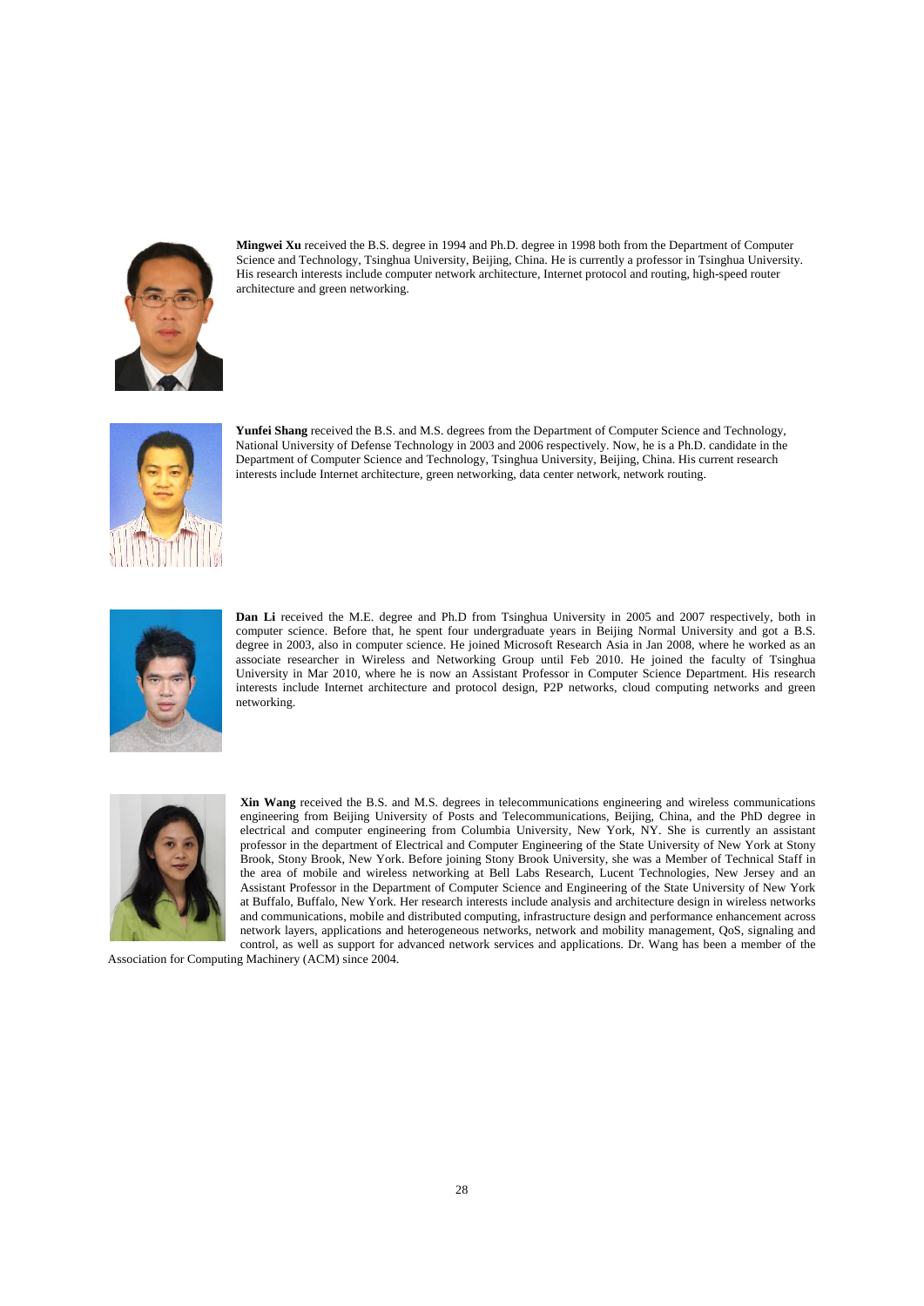**Mingwei Xu** received the B.S. degree in 1994 and Ph.D. degree in 1998 both from the Department of Computer Science and Technology, Tsinghua University, Beijing, China. He is currently a professor in Tsinghua University. His research interests include computer network architecture, Internet protocol and routing, high-speed router architecture and green networking.

**Yunfei Shang** received the B.S. and M.S. degrees from the Department of Computer Science and Technology, National University of Defense Technology in 2003 and 2006 respectively. Now, he is a Ph.D. candidate in the Department of Computer Science and Technology, Tsinghua University, Beijing, China. His current research interests include Internet architecture, green networking, data center network, network routing.

**Dan Li** received the M.E. degree and Ph.D from Tsinghua University in 2005 and 2007 respectively, both in computer science. Before that, he spent four undergraduate years in Beijing Normal University and got a B.S. degree in 2003, also in computer science. He joined Microsoft Research Asia in Jan 2008, where he worked as an associate researcher in Wireless and Networking Group until Feb 2010. He joined the faculty of Tsinghua University in Mar 2010, where he is now an Assistant Professor in Computer Science Department. His research interests include Internet architecture and protocol design, P2P networks, cloud computing networks and green networking.

**Xin Wang** received the B.S. and M.S. degrees in telecommunications engineering and wireless communications engineering from Beijing University of Posts and Telecommunications, Beijing, China, and the PhD degree in electrical and computer engineering from Columbia University, New York, NY. She is currently an assistant professor in the department of Electrical and Computer Engineering of the State University of New York at Stony Brook, Stony Brook, New York. Before joining Stony Brook University, she was a Member of Technical Staff in the area of mobile and wireless networking at Bell Labs Research, Lucent Technologies, New Jersey and an Assistant Professor in the Department of Computer Science and Engineering of the State University of New York at Buffalo, Buffalo, New York. Her research interests include analysis and architecture design in wireless networks and communications, mobile and distributed computing, infrastructure design and performance enhancement across network layers, applications and heterogeneous networks, network and mobility management, QoS, signaling and control, as well as support for advanced network services and applications. Dr. Wang has been a member of the Association for Computing Machinery (ACM) since 2004.